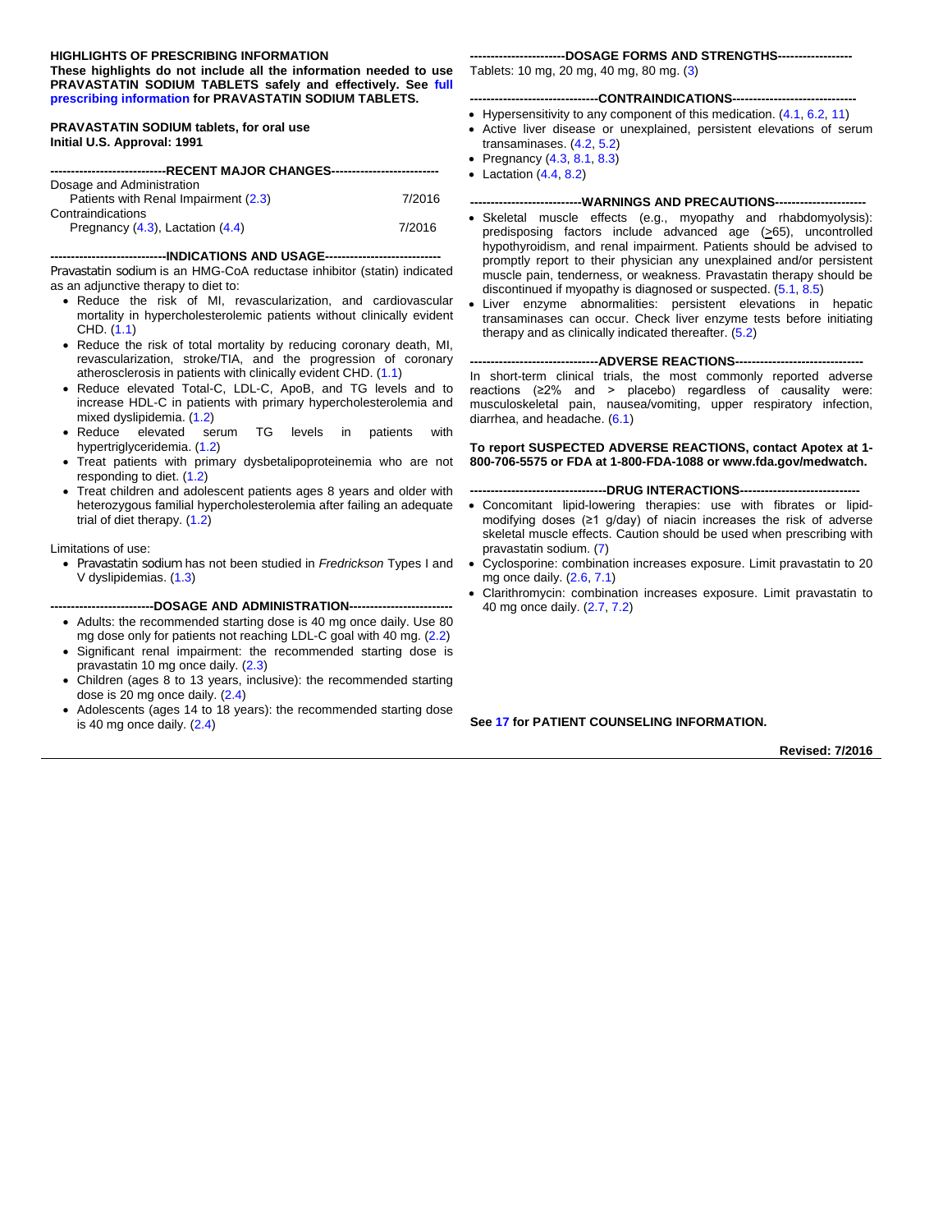**HIGHLIGHTS OF PRESCRIBING INFORMATION**

**These highlights do not include all the information needed to use PRAVASTATIN SODIUM TABLETS safely and effectively. See full prescribing information for PRAVASTATIN SODIUM TABLETS.**

**PRAVASTATIN SODIUM tablets, for oral use**
**Initial U.S. Approval: 1991**

## RECENT MAJOR CHANGES

| | |
|---|---|
| Dosage and Administration | |
| Patients with Renal Impairment (2.3) | 7/2016 |
| Contraindications | |
| Pregnancy (4.3), Lactation (4.4) | 7/2016 |

## INDICATIONS AND USAGE

Pravastatin sodium is an HMG-CoA reductase inhibitor (statin) indicated as an adjunctive therapy to diet to:

- Reduce the risk of MI, revascularization, and cardiovascular mortality in hypercholesterolemic patients without clinically evident CHD. (1.1)
- Reduce the risk of total mortality by reducing coronary death, MI, revascularization, stroke/TIA, and the progression of coronary atherosclerosis in patients with clinically evident CHD. (1.1)
- Reduce elevated Total-C, LDL-C, ApoB, and TG levels and to increase HDL-C in patients with primary hypercholesterolemia and mixed dyslipidemia. (1.2)
- Reduce elevated serum TG levels in patients with hypertriglyceridemia. (1.2)
- Treat patients with primary dysbetalipoproteinemia who are not responding to diet. (1.2)
- Treat children and adolescent patients ages 8 years and older with heterozygous familial hypercholesterolemia after failing an adequate trial of diet therapy. (1.2)

Limitations of use:

- Pravastatin sodium has not been studied in *Fredrickson* Types I and V dyslipidemias. (1.3)

## DOSAGE AND ADMINISTRATION

- Adults: the recommended starting dose is 40 mg once daily. Use 80 mg dose only for patients not reaching LDL-C goal with 40 mg. (2.2)
- Significant renal impairment: the recommended starting dose is pravastatin 10 mg once daily. (2.3)
- Children (ages 8 to 13 years, inclusive): the recommended starting dose is 20 mg once daily. (2.4)
- Adolescents (ages 14 to 18 years): the recommended starting dose is 40 mg once daily. (2.4)

## DOSAGE FORMS AND STRENGTHS

Tablets: 10 mg, 20 mg, 40 mg, 80 mg. (3)

## CONTRAINDICATIONS

- Hypersensitivity to any component of this medication. (4.1, 6.2, 11)
- Active liver disease or unexplained, persistent elevations of serum transaminases. (4.2, 5.2)
- Pregnancy (4.3, 8.1, 8.3)
- Lactation (4.4, 8.2)

## WARNINGS AND PRECAUTIONS

- Skeletal muscle effects (e.g., myopathy and rhabdomyolysis): predisposing factors include advanced age (≥65), uncontrolled hypothyroidism, and renal impairment. Patients should be advised to promptly report to their physician any unexplained and/or persistent muscle pain, tenderness, or weakness. Pravastatin therapy should be discontinued if myopathy is diagnosed or suspected. (5.1, 8.5)
- Liver enzyme abnormalities: persistent elevations in hepatic transaminases can occur. Check liver enzyme tests before initiating therapy and as clinically indicated thereafter. (5.2)

## ADVERSE REACTIONS

In short-term clinical trials, the most commonly reported adverse reactions (≥2% and > placebo) regardless of causality were: musculoskeletal pain, nausea/vomiting, upper respiratory infection, diarrhea, and headache. (6.1)

**To report SUSPECTED ADVERSE REACTIONS, contact Apotex at 1-800-706-5575 or FDA at 1-800-FDA-1088 or www.fda.gov/medwatch.**

## DRUG INTERACTIONS

- Concomitant lipid-lowering therapies: use with fibrates or lipid-modifying doses (≥1 g/day) of niacin increases the risk of adverse skeletal muscle effects. Caution should be used when prescribing with pravastatin sodium. (7)
- Cyclosporine: combination increases exposure. Limit pravastatin to 20 mg once daily. (2.6, 7.1)
- Clarithromycin: combination increases exposure. Limit pravastatin to 40 mg once daily. (2.7, 7.2)

**See 17 for PATIENT COUNSELING INFORMATION.**

**Revised: 7/2016**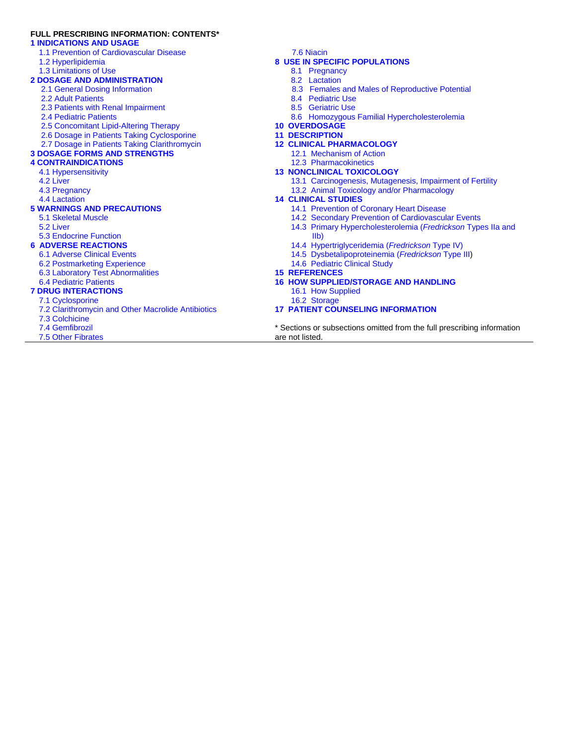**FULL PRESCRIBING INFORMATION: CONTENTS***

**1 INDICATIONS AND USAGE**
- 1.1 Prevention of Cardiovascular Disease
- 1.2 Hyperlipidemia
- 1.3 Limitations of Use

**2 DOSAGE AND ADMINISTRATION**
- 2.1 General Dosing Information
- 2.2 Adult Patients
- 2.3 Patients with Renal Impairment
- 2.4 Pediatric Patients
- 2.5 Concomitant Lipid-Altering Therapy
- 2.6 Dosage in Patients Taking Cyclosporine
- 2.7 Dosage in Patients Taking Clarithromycin

**3 DOSAGE FORMS AND STRENGTHS**

**4 CONTRAINDICATIONS**
- 4.1 Hypersensitivity
- 4.2 Liver
- 4.3 Pregnancy
- 4.4 Lactation

**5 WARNINGS AND PRECAUTIONS**
- 5.1 Skeletal Muscle
- 5.2 Liver
- 5.3 Endocrine Function

**6 ADVERSE REACTIONS**
- 6.1 Adverse Clinical Events
- 6.2 Postmarketing Experience
- 6.3 Laboratory Test Abnormalities
- 6.4 Pediatric Patients

**7 DRUG INTERACTIONS**
- 7.1 Cyclosporine
- 7.2 Clarithromycin and Other Macrolide Antibiotics
- 7.3 Colchicine
- 7.4 Gemfibrozil
- 7.5 Other Fibrates
- 7.6 Niacin

**8 USE IN SPECIFIC POPULATIONS**
- 8.1 Pregnancy
- 8.2 Lactation
- 8.3 Females and Males of Reproductive Potential
- 8.4 Pediatric Use
- 8.5 Geriatric Use
- 8.6 Homozygous Familial Hypercholesterolemia

**10 OVERDOSAGE**

**11 DESCRIPTION**

**12 CLINICAL PHARMACOLOGY**
- 12.1 Mechanism of Action
- 12.3 Pharmacokinetics

**13 NONCLINICAL TOXICOLOGY**
- 13.1 Carcinogenesis, Mutagenesis, Impairment of Fertility
- 13.2 Animal Toxicology and/or Pharmacology

**14 CLINICAL STUDIES**
- 14.1 Prevention of Coronary Heart Disease
- 14.2 Secondary Prevention of Cardiovascular Events
- 14.3 Primary Hypercholesterolemia (*Fredrickson* Types IIa and IIb)
- 14.4 Hypertriglyceridemia (*Fredrickson* Type IV)
- 14.5 Dysbetalipoproteinemia (*Fredrickson* Type III)
- 14.6 Pediatric Clinical Study

**15 REFERENCES**

**16 HOW SUPPLIED/STORAGE AND HANDLING**
- 16.1 How Supplied
- 16.2 Storage

**17 PATIENT COUNSELING INFORMATION**

* Sections or subsections omitted from the full prescribing information are not listed.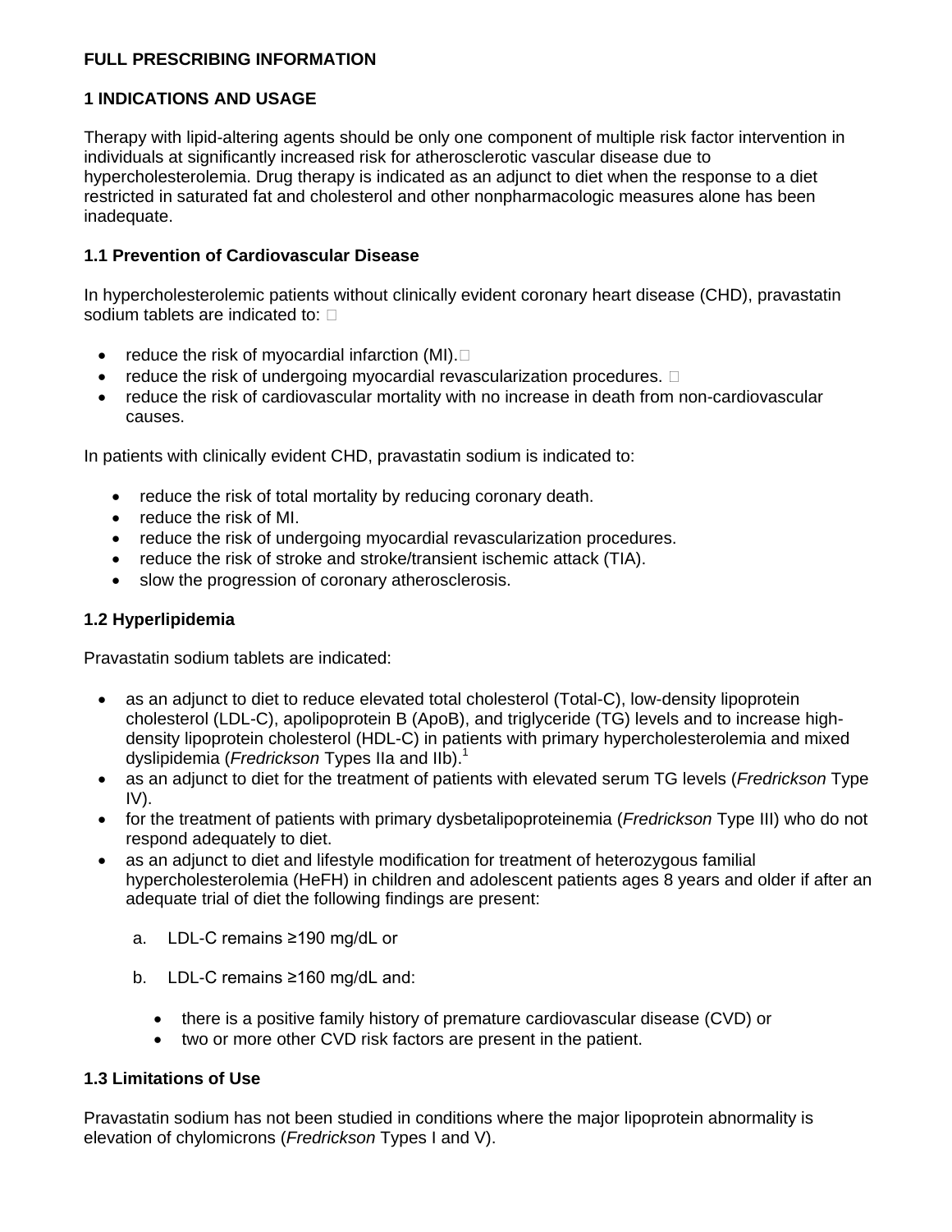# FULL PRESCRIBING INFORMATION

## 1 INDICATIONS AND USAGE

Therapy with lipid-altering agents should be only one component of multiple risk factor intervention in individuals at significantly increased risk for atherosclerotic vascular disease due to hypercholesterolemia. Drug therapy is indicated as an adjunct to diet when the response to a diet restricted in saturated fat and cholesterol and other nonpharmacologic measures alone has been inadequate.

### 1.1 Prevention of Cardiovascular Disease

In hypercholesterolemic patients without clinically evident coronary heart disease (CHD), pravastatin sodium tablets are indicated to:

- reduce the risk of myocardial infarction (MI).
- reduce the risk of undergoing myocardial revascularization procedures.
- reduce the risk of cardiovascular mortality with no increase in death from non-cardiovascular causes.

In patients with clinically evident CHD, pravastatin sodium is indicated to:

- reduce the risk of total mortality by reducing coronary death.
- reduce the risk of MI.
- reduce the risk of undergoing myocardial revascularization procedures.
- reduce the risk of stroke and stroke/transient ischemic attack (TIA).
- slow the progression of coronary atherosclerosis.

### 1.2 Hyperlipidemia

Pravastatin sodium tablets are indicated:

- as an adjunct to diet to reduce elevated total cholesterol (Total-C), low-density lipoprotein cholesterol (LDL-C), apolipoprotein B (ApoB), and triglyceride (TG) levels and to increase high-density lipoprotein cholesterol (HDL-C) in patients with primary hypercholesterolemia and mixed dyslipidemia (*Fredrickson* Types IIa and IIb).[1]
- as an adjunct to diet for the treatment of patients with elevated serum TG levels (*Fredrickson* Type IV).
- for the treatment of patients with primary dysbetalipoproteinemia (*Fredrickson* Type III) who do not respond adequately to diet.
- as an adjunct to diet and lifestyle modification for treatment of heterozygous familial hypercholesterolemia (HeFH) in children and adolescent patients ages 8 years and older if after an adequate trial of diet the following findings are present:

  a. LDL-C remains ≥190 mg/dL or

  b. LDL-C remains ≥160 mg/dL and:

     - there is a positive family history of premature cardiovascular disease (CVD) or
     - two or more other CVD risk factors are present in the patient.

### 1.3 Limitations of Use

Pravastatin sodium has not been studied in conditions where the major lipoprotein abnormality is elevation of chylomicrons (*Fredrickson* Types I and V).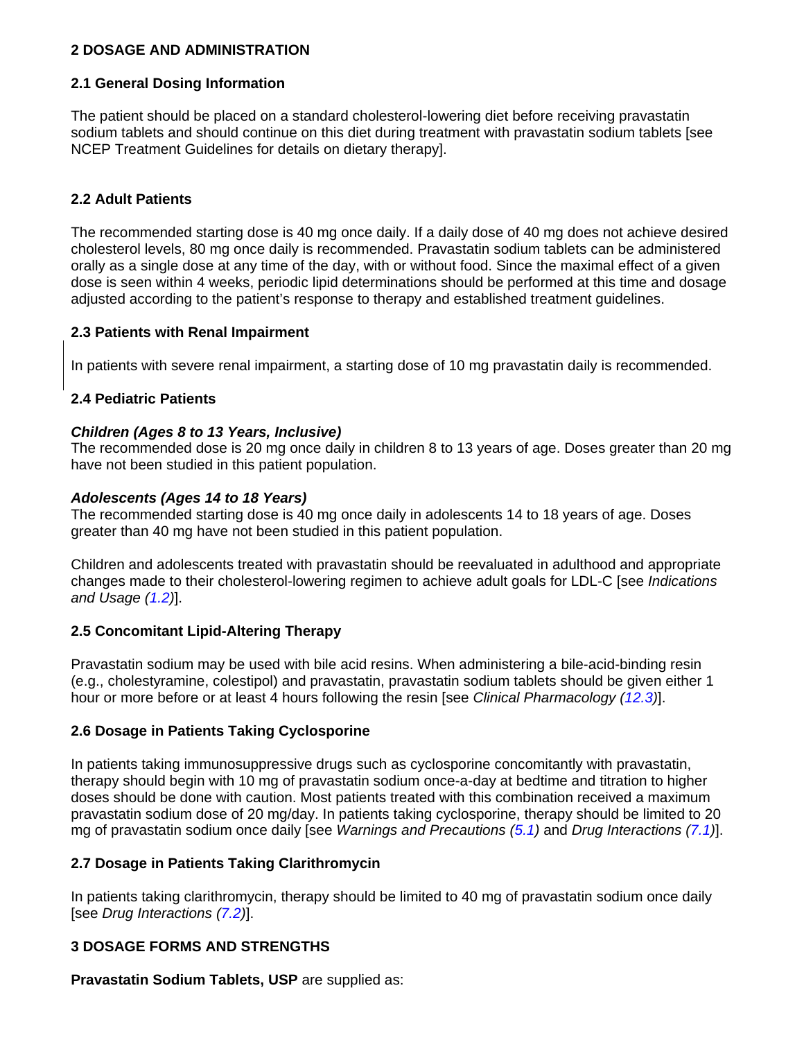## 2 DOSAGE AND ADMINISTRATION

### 2.1 General Dosing Information

The patient should be placed on a standard cholesterol-lowering diet before receiving pravastatin sodium tablets and should continue on this diet during treatment with pravastatin sodium tablets [see NCEP Treatment Guidelines for details on dietary therapy].

### 2.2 Adult Patients

The recommended starting dose is 40 mg once daily. If a daily dose of 40 mg does not achieve desired cholesterol levels, 80 mg once daily is recommended. Pravastatin sodium tablets can be administered orally as a single dose at any time of the day, with or without food. Since the maximal effect of a given dose is seen within 4 weeks, periodic lipid determinations should be performed at this time and dosage adjusted according to the patient's response to therapy and established treatment guidelines.

### 2.3 Patients with Renal Impairment

In patients with severe renal impairment, a starting dose of 10 mg pravastatin daily is recommended.

### 2.4 Pediatric Patients

***Children (Ages 8 to 13 Years, Inclusive)***
The recommended dose is 20 mg once daily in children 8 to 13 years of age. Doses greater than 20 mg have not been studied in this patient population.

***Adolescents (Ages 14 to 18 Years)***
The recommended starting dose is 40 mg once daily in adolescents 14 to 18 years of age. Doses greater than 40 mg have not been studied in this patient population.

Children and adolescents treated with pravastatin should be reevaluated in adulthood and appropriate changes made to their cholesterol-lowering regimen to achieve adult goals for LDL-C [see *Indications and Usage (1.2)*].

### 2.5 Concomitant Lipid-Altering Therapy

Pravastatin sodium may be used with bile acid resins. When administering a bile-acid-binding resin (e.g., cholestyramine, colestipol) and pravastatin, pravastatin sodium tablets should be given either 1 hour or more before or at least 4 hours following the resin [see *Clinical Pharmacology (12.3)*].

### 2.6 Dosage in Patients Taking Cyclosporine

In patients taking immunosuppressive drugs such as cyclosporine concomitantly with pravastatin, therapy should begin with 10 mg of pravastatin sodium once-a-day at bedtime and titration to higher doses should be done with caution. Most patients treated with this combination received a maximum pravastatin sodium dose of 20 mg/day. In patients taking cyclosporine, therapy should be limited to 20 mg of pravastatin sodium once daily [see *Warnings and Precautions (5.1)* and *Drug Interactions (7.1)*].

### 2.7 Dosage in Patients Taking Clarithromycin

In patients taking clarithromycin, therapy should be limited to 40 mg of pravastatin sodium once daily [see *Drug Interactions (7.2)*].

## 3 DOSAGE FORMS AND STRENGTHS

**Pravastatin Sodium Tablets, USP** are supplied as: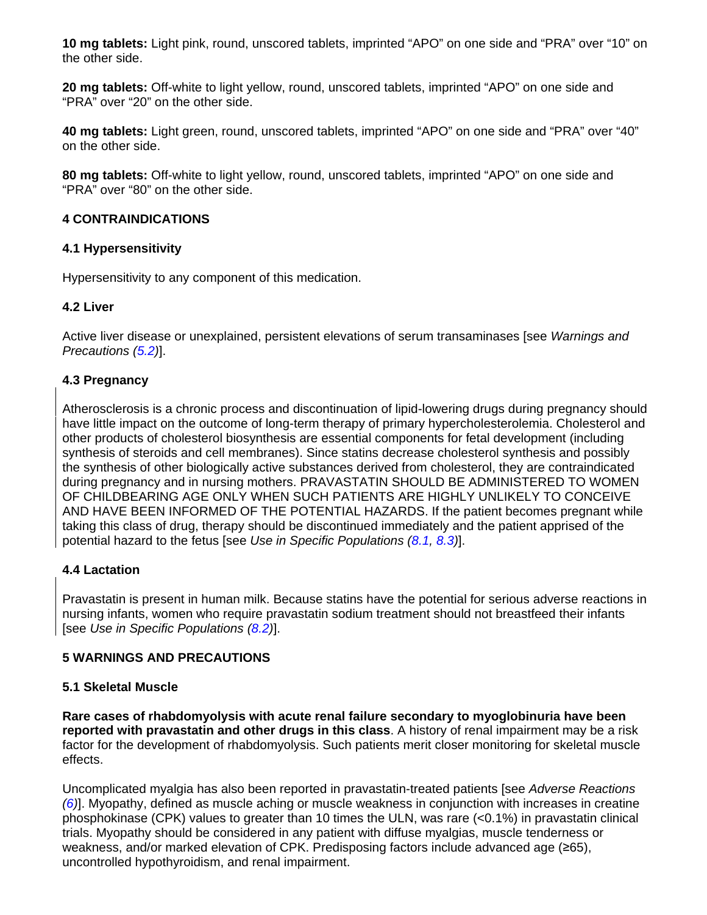**10 mg tablets:** Light pink, round, unscored tablets, imprinted “APO” on one side and “PRA” over “10” on the other side.

**20 mg tablets:** Off-white to light yellow, round, unscored tablets, imprinted “APO” on one side and “PRA” over “20” on the other side.

**40 mg tablets:** Light green, round, unscored tablets, imprinted “APO” on one side and “PRA” over “40” on the other side.

**80 mg tablets:** Off-white to light yellow, round, unscored tablets, imprinted “APO” on one side and “PRA” over “80” on the other side.

## 4 CONTRAINDICATIONS

### 4.1 Hypersensitivity

Hypersensitivity to any component of this medication.

### 4.2 Liver

Active liver disease or unexplained, persistent elevations of serum transaminases [see *Warnings and Precautions (5.2)*].

### 4.3 Pregnancy

Atherosclerosis is a chronic process and discontinuation of lipid-lowering drugs during pregnancy should have little impact on the outcome of long-term therapy of primary hypercholesterolemia. Cholesterol and other products of cholesterol biosynthesis are essential components for fetal development (including synthesis of steroids and cell membranes). Since statins decrease cholesterol synthesis and possibly the synthesis of other biologically active substances derived from cholesterol, they are contraindicated during pregnancy and in nursing mothers. PRAVASTATIN SHOULD BE ADMINISTERED TO WOMEN OF CHILDBEARING AGE ONLY WHEN SUCH PATIENTS ARE HIGHLY UNLIKELY TO CONCEIVE AND HAVE BEEN INFORMED OF THE POTENTIAL HAZARDS. If the patient becomes pregnant while taking this class of drug, therapy should be discontinued immediately and the patient apprised of the potential hazard to the fetus [see *Use in Specific Populations (8.1, 8.3)*].

### 4.4 Lactation

Pravastatin is present in human milk. Because statins have the potential for serious adverse reactions in nursing infants, women who require pravastatin sodium treatment should not breastfeed their infants [see *Use in Specific Populations (8.2)*].

## 5 WARNINGS AND PRECAUTIONS

### 5.1 Skeletal Muscle

**Rare cases of rhabdomyolysis with acute renal failure secondary to myoglobinuria have been reported with pravastatin and other drugs in this class**. A history of renal impairment may be a risk factor for the development of rhabdomyolysis. Such patients merit closer monitoring for skeletal muscle effects.

Uncomplicated myalgia has also been reported in pravastatin-treated patients [see *Adverse Reactions (6)*]. Myopathy, defined as muscle aching or muscle weakness in conjunction with increases in creatine phosphokinase (CPK) values to greater than 10 times the ULN, was rare (<0.1%) in pravastatin clinical trials. Myopathy should be considered in any patient with diffuse myalgias, muscle tenderness or weakness, and/or marked elevation of CPK. Predisposing factors include advanced age (≥65), uncontrolled hypothyroidism, and renal impairment.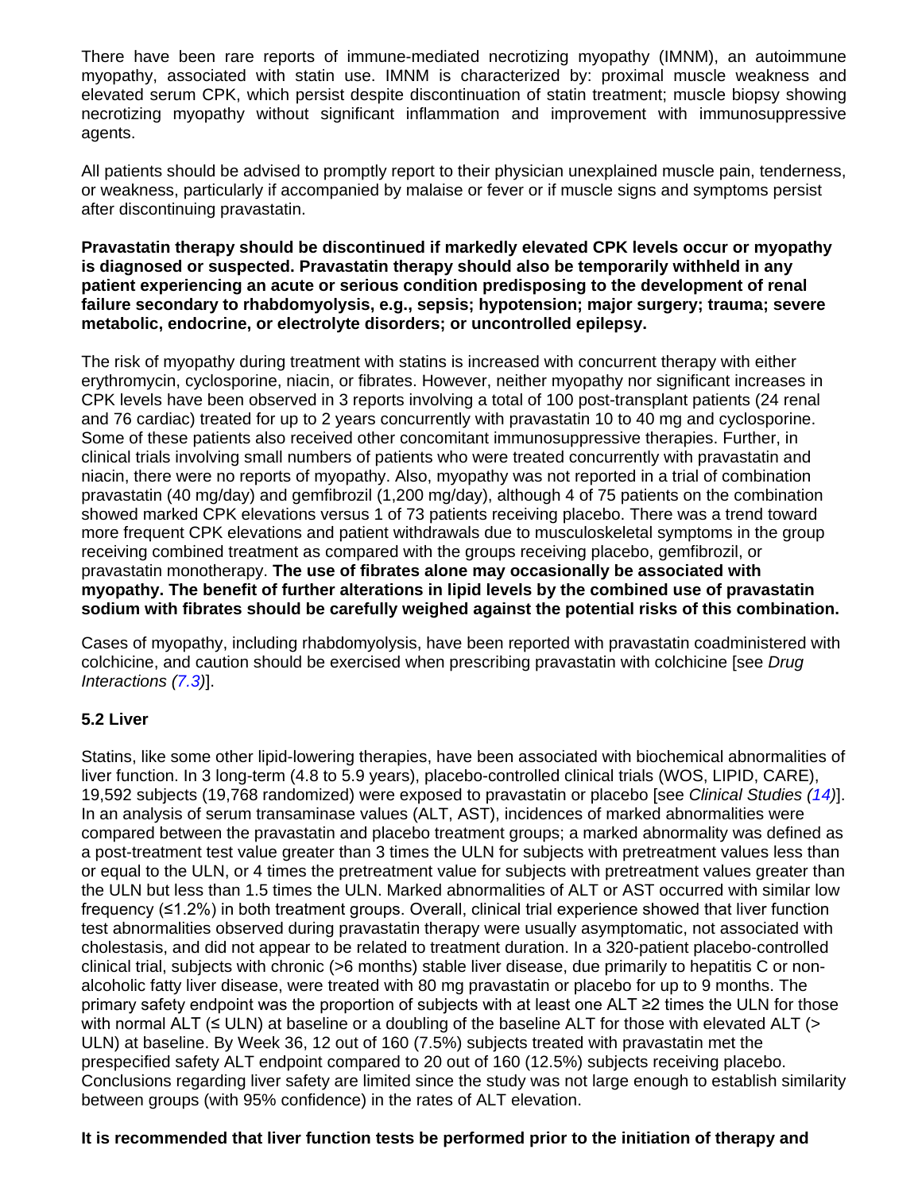There have been rare reports of immune-mediated necrotizing myopathy (IMNM), an autoimmune myopathy, associated with statin use. IMNM is characterized by: proximal muscle weakness and elevated serum CPK, which persist despite discontinuation of statin treatment; muscle biopsy showing necrotizing myopathy without significant inflammation and improvement with immunosuppressive agents.

All patients should be advised to promptly report to their physician unexplained muscle pain, tenderness, or weakness, particularly if accompanied by malaise or fever or if muscle signs and symptoms persist after discontinuing pravastatin.

**Pravastatin therapy should be discontinued if markedly elevated CPK levels occur or myopathy is diagnosed or suspected. Pravastatin therapy should also be temporarily withheld in any patient experiencing an acute or serious condition predisposing to the development of renal failure secondary to rhabdomyolysis, e.g., sepsis; hypotension; major surgery; trauma; severe metabolic, endocrine, or electrolyte disorders; or uncontrolled epilepsy.**

The risk of myopathy during treatment with statins is increased with concurrent therapy with either erythromycin, cyclosporine, niacin, or fibrates. However, neither myopathy nor significant increases in CPK levels have been observed in 3 reports involving a total of 100 post-transplant patients (24 renal and 76 cardiac) treated for up to 2 years concurrently with pravastatin 10 to 40 mg and cyclosporine. Some of these patients also received other concomitant immunosuppressive therapies. Further, in clinical trials involving small numbers of patients who were treated concurrently with pravastatin and niacin, there were no reports of myopathy. Also, myopathy was not reported in a trial of combination pravastatin (40 mg/day) and gemfibrozil (1,200 mg/day), although 4 of 75 patients on the combination showed marked CPK elevations versus 1 of 73 patients receiving placebo. There was a trend toward more frequent CPK elevations and patient withdrawals due to musculoskeletal symptoms in the group receiving combined treatment as compared with the groups receiving placebo, gemfibrozil, or pravastatin monotherapy. **The use of fibrates alone may occasionally be associated with myopathy. The benefit of further alterations in lipid levels by the combined use of pravastatin sodium with fibrates should be carefully weighed against the potential risks of this combination.**

Cases of myopathy, including rhabdomyolysis, have been reported with pravastatin coadministered with colchicine, and caution should be exercised when prescribing pravastatin with colchicine [see *Drug Interactions (7.3)*].

### 5.2 Liver

Statins, like some other lipid-lowering therapies, have been associated with biochemical abnormalities of liver function. In 3 long-term (4.8 to 5.9 years), placebo-controlled clinical trials (WOS, LIPID, CARE), 19,592 subjects (19,768 randomized) were exposed to pravastatin or placebo [see *Clinical Studies (14)*]. In an analysis of serum transaminase values (ALT, AST), incidences of marked abnormalities were compared between the pravastatin and placebo treatment groups; a marked abnormality was defined as a post-treatment test value greater than 3 times the ULN for subjects with pretreatment values less than or equal to the ULN, or 4 times the pretreatment value for subjects with pretreatment values greater than the ULN but less than 1.5 times the ULN. Marked abnormalities of ALT or AST occurred with similar low frequency (≤1.2%) in both treatment groups. Overall, clinical trial experience showed that liver function test abnormalities observed during pravastatin therapy were usually asymptomatic, not associated with cholestasis, and did not appear to be related to treatment duration. In a 320-patient placebo-controlled clinical trial, subjects with chronic (>6 months) stable liver disease, due primarily to hepatitis C or non-alcoholic fatty liver disease, were treated with 80 mg pravastatin or placebo for up to 9 months. The primary safety endpoint was the proportion of subjects with at least one ALT ≥2 times the ULN for those with normal ALT (≤ ULN) at baseline or a doubling of the baseline ALT for those with elevated ALT (> ULN) at baseline. By Week 36, 12 out of 160 (7.5%) subjects treated with pravastatin met the prespecified safety ALT endpoint compared to 20 out of 160 (12.5%) subjects receiving placebo. Conclusions regarding liver safety are limited since the study was not large enough to establish similarity between groups (with 95% confidence) in the rates of ALT elevation.

**It is recommended that liver function tests be performed prior to the initiation of therapy and**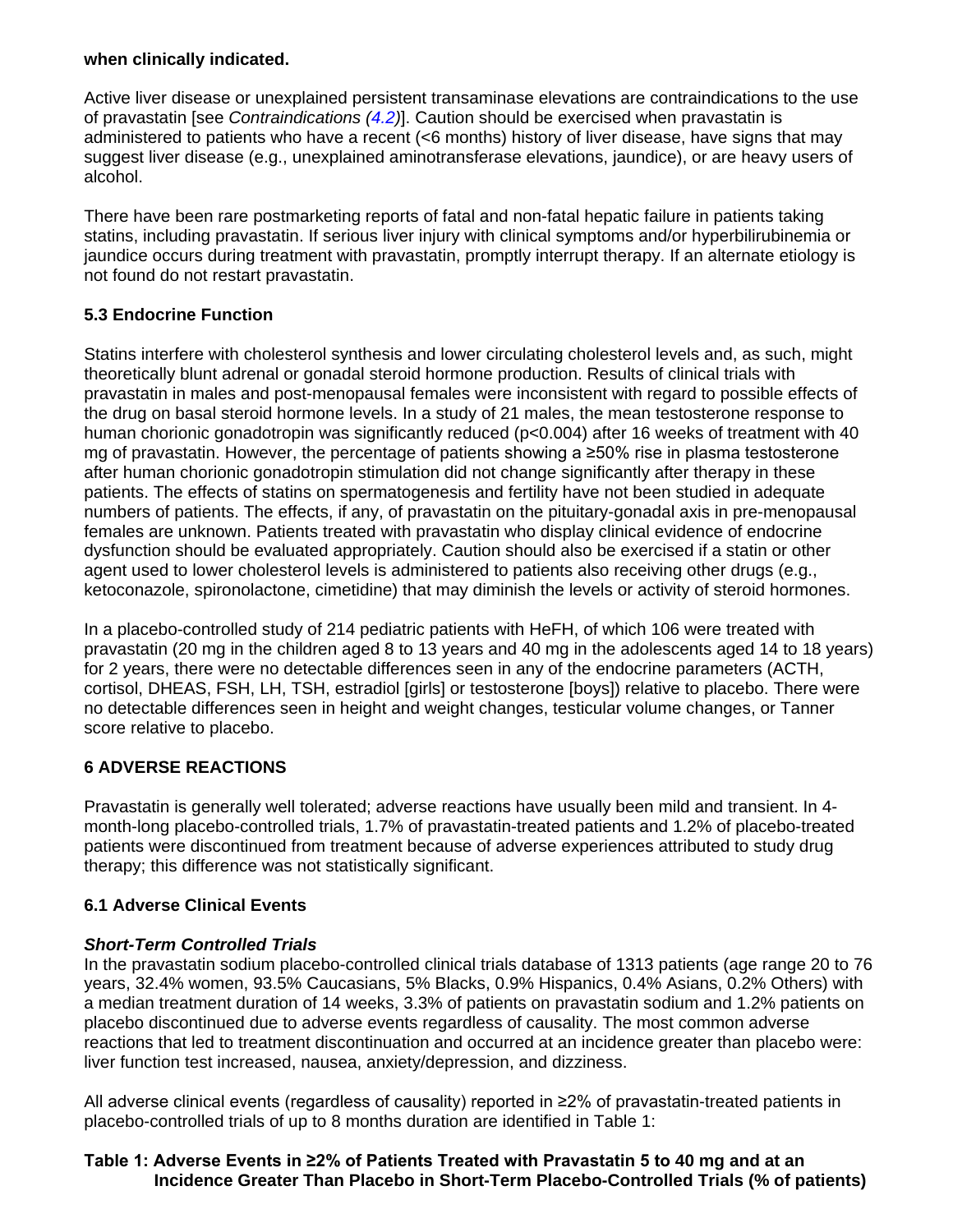**when clinically indicated.**

Active liver disease or unexplained persistent transaminase elevations are contraindications to the use of pravastatin [see *Contraindications (4.2)*]. Caution should be exercised when pravastatin is administered to patients who have a recent (<6 months) history of liver disease, have signs that may suggest liver disease (e.g., unexplained aminotransferase elevations, jaundice), or are heavy users of alcohol.

There have been rare postmarketing reports of fatal and non-fatal hepatic failure in patients taking statins, including pravastatin. If serious liver injury with clinical symptoms and/or hyperbilirubinemia or jaundice occurs during treatment with pravastatin, promptly interrupt therapy. If an alternate etiology is not found do not restart pravastatin.

### 5.3 Endocrine Function

Statins interfere with cholesterol synthesis and lower circulating cholesterol levels and, as such, might theoretically blunt adrenal or gonadal steroid hormone production. Results of clinical trials with pravastatin in males and post-menopausal females were inconsistent with regard to possible effects of the drug on basal steroid hormone levels. In a study of 21 males, the mean testosterone response to human chorionic gonadotropin was significantly reduced ($p<0.004$) after 16 weeks of treatment with 40 mg of pravastatin. However, the percentage of patients showing a ≥50% rise in plasma testosterone after human chorionic gonadotropin stimulation did not change significantly after therapy in these patients. The effects of statins on spermatogenesis and fertility have not been studied in adequate numbers of patients. The effects, if any, of pravastatin on the pituitary-gonadal axis in pre-menopausal females are unknown. Patients treated with pravastatin who display clinical evidence of endocrine dysfunction should be evaluated appropriately. Caution should also be exercised if a statin or other agent used to lower cholesterol levels is administered to patients also receiving other drugs (e.g., ketoconazole, spironolactone, cimetidine) that may diminish the levels or activity of steroid hormones.

In a placebo-controlled study of 214 pediatric patients with HeFH, of which 106 were treated with pravastatin (20 mg in the children aged 8 to 13 years and 40 mg in the adolescents aged 14 to 18 years) for 2 years, there were no detectable differences seen in any of the endocrine parameters (ACTH, cortisol, DHEAS, FSH, LH, TSH, estradiol [girls] or testosterone [boys]) relative to placebo. There were no detectable differences seen in height and weight changes, testicular volume changes, or Tanner score relative to placebo.

## 6 ADVERSE REACTIONS

Pravastatin is generally well tolerated; adverse reactions have usually been mild and transient. In 4-month-long placebo-controlled trials, 1.7% of pravastatin-treated patients and 1.2% of placebo-treated patients were discontinued from treatment because of adverse experiences attributed to study drug therapy; this difference was not statistically significant.

### 6.1 Adverse Clinical Events

***Short-Term Controlled Trials***

In the pravastatin sodium placebo-controlled clinical trials database of 1313 patients (age range 20 to 76 years, 32.4% women, 93.5% Caucasians, 5% Blacks, 0.9% Hispanics, 0.4% Asians, 0.2% Others) with a median treatment duration of 14 weeks, 3.3% of patients on pravastatin sodium and 1.2% patients on placebo discontinued due to adverse events regardless of causality. The most common adverse reactions that led to treatment discontinuation and occurred at an incidence greater than placebo were: liver function test increased, nausea, anxiety/depression, and dizziness.

All adverse clinical events (regardless of causality) reported in ≥2% of pravastatin-treated patients in placebo-controlled trials of up to 8 months duration are identified in Table 1:

**Table 1: Adverse Events in ≥2% of Patients Treated with Pravastatin 5 to 40 mg and at an Incidence Greater Than Placebo in Short-Term Placebo-Controlled Trials (% of patients)**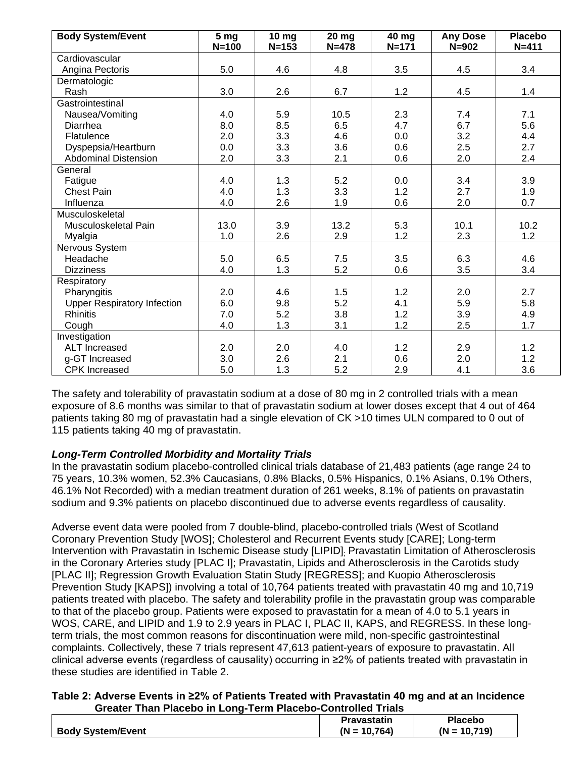| Body System/Event | 5 mg N=100 | 10 mg N=153 | 20 mg N=478 | 40 mg N=171 | Any Dose N=902 | Placebo N=411 |
|---|---|---|---|---|---|---|
| Cardiovascular | | | | | | |
| Angina Pectoris | 5.0 | 4.6 | 4.8 | 3.5 | 4.5 | 3.4 |
| Dermatologic | | | | | | |
| Rash | 3.0 | 2.6 | 6.7 | 1.2 | 4.5 | 1.4 |
| Gastrointestinal | | | | | | |
| Nausea/Vomiting | 4.0 | 5.9 | 10.5 | 2.3 | 7.4 | 7.1 |
| Diarrhea | 8.0 | 8.5 | 6.5 | 4.7 | 6.7 | 5.6 |
| Flatulence | 2.0 | 3.3 | 4.6 | 0.0 | 3.2 | 4.4 |
| Dyspepsia/Heartburn | 0.0 | 3.3 | 3.6 | 0.6 | 2.5 | 2.7 |
| Abdominal Distension | 2.0 | 3.3 | 2.1 | 0.6 | 2.0 | 2.4 |
| General | | | | | | |
| Fatigue | 4.0 | 1.3 | 5.2 | 0.0 | 3.4 | 3.9 |
| Chest Pain | 4.0 | 1.3 | 3.3 | 1.2 | 2.7 | 1.9 |
| Influenza | 4.0 | 2.6 | 1.9 | 0.6 | 2.0 | 0.7 |
| Musculoskeletal | | | | | | |
| Musculoskeletal Pain | 13.0 | 3.9 | 13.2 | 5.3 | 10.1 | 10.2 |
| Myalgia | 1.0 | 2.6 | 2.9 | 1.2 | 2.3 | 1.2 |
| Nervous System | | | | | | |
| Headache | 5.0 | 6.5 | 7.5 | 3.5 | 6.3 | 4.6 |
| Dizziness | 4.0 | 1.3 | 5.2 | 0.6 | 3.5 | 3.4 |
| Respiratory | | | | | | |
| Pharyngitis | 2.0 | 4.6 | 1.5 | 1.2 | 2.0 | 2.7 |
| Upper Respiratory Infection | 6.0 | 9.8 | 5.2 | 4.1 | 5.9 | 5.8 |
| Rhinitis | 7.0 | 5.2 | 3.8 | 1.2 | 3.9 | 4.9 |
| Cough | 4.0 | 1.3 | 3.1 | 1.2 | 2.5 | 1.7 |
| Investigation | | | | | | |
| ALT Increased | 2.0 | 2.0 | 4.0 | 1.2 | 2.9 | 1.2 |
| g-GT Increased | 3.0 | 2.6 | 2.1 | 0.6 | 2.0 | 1.2 |
| CPK Increased | 5.0 | 1.3 | 5.2 | 2.9 | 4.1 | 3.6 |

The safety and tolerability of pravastatin sodium at a dose of 80 mg in 2 controlled trials with a mean exposure of 8.6 months was similar to that of pravastatin sodium at lower doses except that 4 out of 464 patients taking 80 mg of pravastatin had a single elevation of CK >10 times ULN compared to 0 out of 115 patients taking 40 mg of pravastatin.

***Long-Term Controlled Morbidity and Mortality Trials***

In the pravastatin sodium placebo-controlled clinical trials database of 21,483 patients (age range 24 to 75 years, 10.3% women, 52.3% Caucasians, 0.8% Blacks, 0.5% Hispanics, 0.1% Asians, 0.1% Others, 46.1% Not Recorded) with a median treatment duration of 261 weeks, 8.1% of patients on pravastatin sodium and 9.3% patients on placebo discontinued due to adverse events regardless of causality.

Adverse event data were pooled from 7 double-blind, placebo-controlled trials (West of Scotland Coronary Prevention Study [WOS]; Cholesterol and Recurrent Events study [CARE]; Long-term Intervention with Pravastatin in Ischemic Disease study [LIPID]; Pravastatin Limitation of Atherosclerosis in the Coronary Arteries study [PLAC I]; Pravastatin, Lipids and Atherosclerosis in the Carotids study [PLAC II]; Regression Growth Evaluation Statin Study [REGRESS]; and Kuopio Atherosclerosis Prevention Study [KAPS]) involving a total of 10,764 patients treated with pravastatin 40 mg and 10,719 patients treated with placebo. The safety and tolerability profile in the pravastatin group was comparable to that of the placebo group. Patients were exposed to pravastatin for a mean of 4.0 to 5.1 years in WOS, CARE, and LIPID and 1.9 to 2.9 years in PLAC I, PLAC II, KAPS, and REGRESS. In these long-term trials, the most common reasons for discontinuation were mild, non-specific gastrointestinal complaints. Collectively, these 7 trials represent 47,613 patient-years of exposure to pravastatin. All clinical adverse events (regardless of causality) occurring in ≥2% of patients treated with pravastatin in these studies are identified in Table 2.

**Table 2: Adverse Events in ≥2% of Patients Treated with Pravastatin 40 mg and at an Incidence Greater Than Placebo in Long-Term Placebo-Controlled Trials**

| Body System/Event | Pravastatin (N = 10,764) | Placebo (N = 10,719) |
|---|---|---|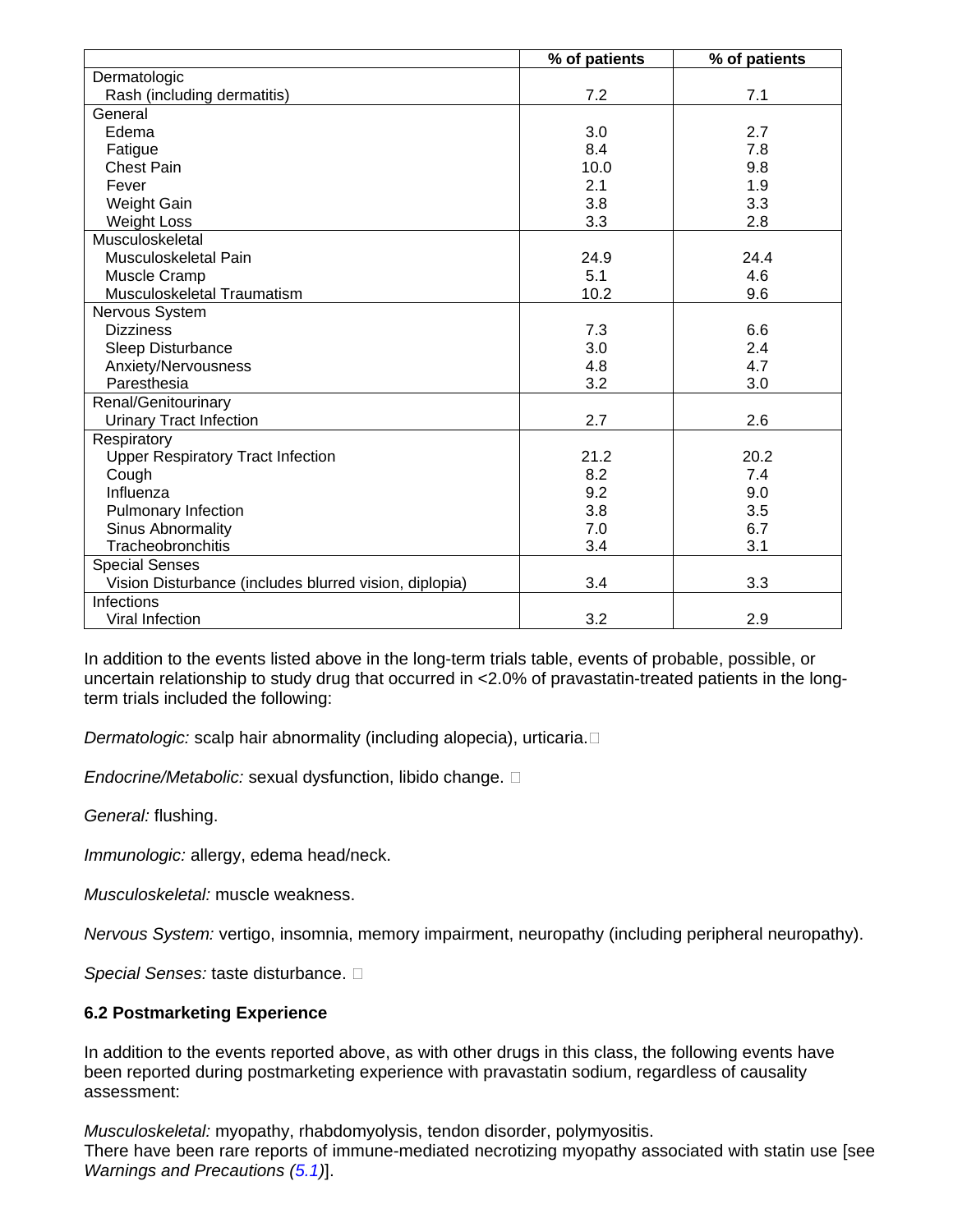| | % of patients | % of patients |
|---|---|---|
| Dermatologic | | |
| Rash (including dermatitis) | 7.2 | 7.1 |
| General | | |
| Edema | 3.0 | 2.7 |
| Fatigue | 8.4 | 7.8 |
| Chest Pain | 10.0 | 9.8 |
| Fever | 2.1 | 1.9 |
| Weight Gain | 3.8 | 3.3 |
| Weight Loss | 3.3 | 2.8 |
| Musculoskeletal | | |
| Musculoskeletal Pain | 24.9 | 24.4 |
| Muscle Cramp | 5.1 | 4.6 |
| Musculoskeletal Traumatism | 10.2 | 9.6 |
| Nervous System | | |
| Dizziness | 7.3 | 6.6 |
| Sleep Disturbance | 3.0 | 2.4 |
| Anxiety/Nervousness | 4.8 | 4.7 |
| Paresthesia | 3.2 | 3.0 |
| Renal/Genitourinary | | |
| Urinary Tract Infection | 2.7 | 2.6 |
| Respiratory | | |
| Upper Respiratory Tract Infection | 21.2 | 20.2 |
| Cough | 8.2 | 7.4 |
| Influenza | 9.2 | 9.0 |
| Pulmonary Infection | 3.8 | 3.5 |
| Sinus Abnormality | 7.0 | 6.7 |
| Tracheobronchitis | 3.4 | 3.1 |
| Special Senses | | |
| Vision Disturbance (includes blurred vision, diplopia) | 3.4 | 3.3 |
| Infections | | |
| Viral Infection | 3.2 | 2.9 |

In addition to the events listed above in the long-term trials table, events of probable, possible, or uncertain relationship to study drug that occurred in <2.0% of pravastatin-treated patients in the long-term trials included the following:

*Dermatologic:* scalp hair abnormality (including alopecia), urticaria.

*Endocrine/Metabolic:* sexual dysfunction, libido change.

*General:* flushing.

*Immunologic:* allergy, edema head/neck.

*Musculoskeletal:* muscle weakness.

*Nervous System:* vertigo, insomnia, memory impairment, neuropathy (including peripheral neuropathy).

*Special Senses:* taste disturbance.

### 6.2 Postmarketing Experience

In addition to the events reported above, as with other drugs in this class, the following events have been reported during postmarketing experience with pravastatin sodium, regardless of causality assessment:

*Musculoskeletal:* myopathy, rhabdomyolysis, tendon disorder, polymyositis.
There have been rare reports of immune-mediated necrotizing myopathy associated with statin use [see *Warnings and Precautions (5.1)*].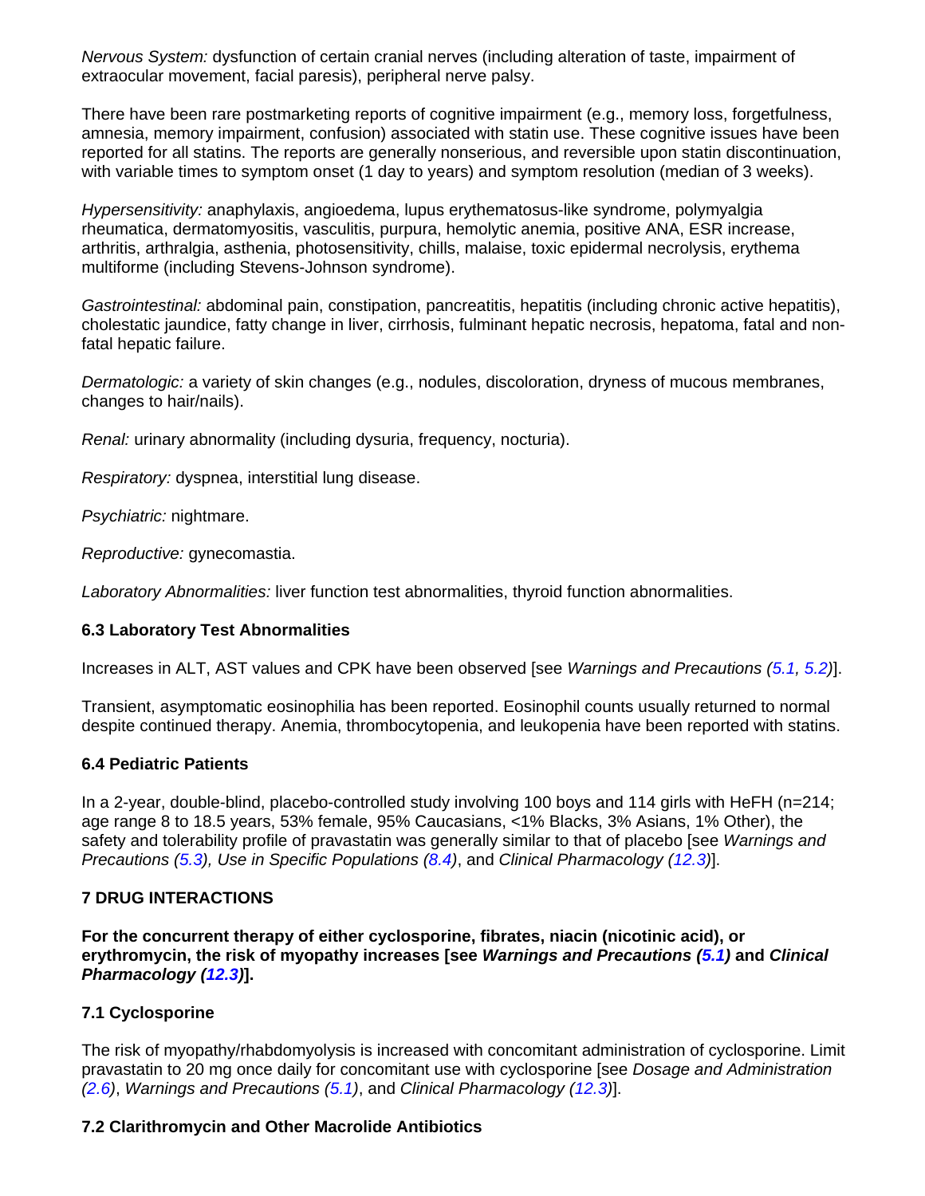*Nervous System:* dysfunction of certain cranial nerves (including alteration of taste, impairment of extraocular movement, facial paresis), peripheral nerve palsy.

There have been rare postmarketing reports of cognitive impairment (e.g., memory loss, forgetfulness, amnesia, memory impairment, confusion) associated with statin use. These cognitive issues have been reported for all statins. The reports are generally nonserious, and reversible upon statin discontinuation, with variable times to symptom onset (1 day to years) and symptom resolution (median of 3 weeks).

*Hypersensitivity:* anaphylaxis, angioedema, lupus erythematosus-like syndrome, polymyalgia rheumatica, dermatomyositis, vasculitis, purpura, hemolytic anemia, positive ANA, ESR increase, arthritis, arthralgia, asthenia, photosensitivity, chills, malaise, toxic epidermal necrolysis, erythema multiforme (including Stevens-Johnson syndrome).

*Gastrointestinal:* abdominal pain, constipation, pancreatitis, hepatitis (including chronic active hepatitis), cholestatic jaundice, fatty change in liver, cirrhosis, fulminant hepatic necrosis, hepatoma, fatal and non-fatal hepatic failure.

*Dermatologic:* a variety of skin changes (e.g., nodules, discoloration, dryness of mucous membranes, changes to hair/nails).

*Renal:* urinary abnormality (including dysuria, frequency, nocturia).

*Respiratory:* dyspnea, interstitial lung disease.

*Psychiatric:* nightmare.

*Reproductive:* gynecomastia.

*Laboratory Abnormalities:* liver function test abnormalities, thyroid function abnormalities.

### 6.3 Laboratory Test Abnormalities

Increases in ALT, AST values and CPK have been observed [see *Warnings and Precautions (5.1, 5.2)*].

Transient, asymptomatic eosinophilia has been reported. Eosinophil counts usually returned to normal despite continued therapy. Anemia, thrombocytopenia, and leukopenia have been reported with statins.

### 6.4 Pediatric Patients

In a 2-year, double-blind, placebo-controlled study involving 100 boys and 114 girls with HeFH (n=214; age range 8 to 18.5 years, 53% female, 95% Caucasians, <1% Blacks, 3% Asians, 1% Other), the safety and tolerability profile of pravastatin was generally similar to that of placebo [see *Warnings and Precautions (5.3), Use in Specific Populations (8.4)*, and *Clinical Pharmacology (12.3)*].

## 7 DRUG INTERACTIONS

**For the concurrent therapy of either cyclosporine, fibrates, niacin (nicotinic acid), or erythromycin, the risk of myopathy increases [see *Warnings and Precautions (5.1)* and *Clinical Pharmacology (12.3)*].**

### 7.1 Cyclosporine

The risk of myopathy/rhabdomyolysis is increased with concomitant administration of cyclosporine. Limit pravastatin to 20 mg once daily for concomitant use with cyclosporine [see *Dosage and Administration (2.6)*, *Warnings and Precautions (5.1)*, and *Clinical Pharmacology (12.3)*].

### 7.2 Clarithromycin and Other Macrolide Antibiotics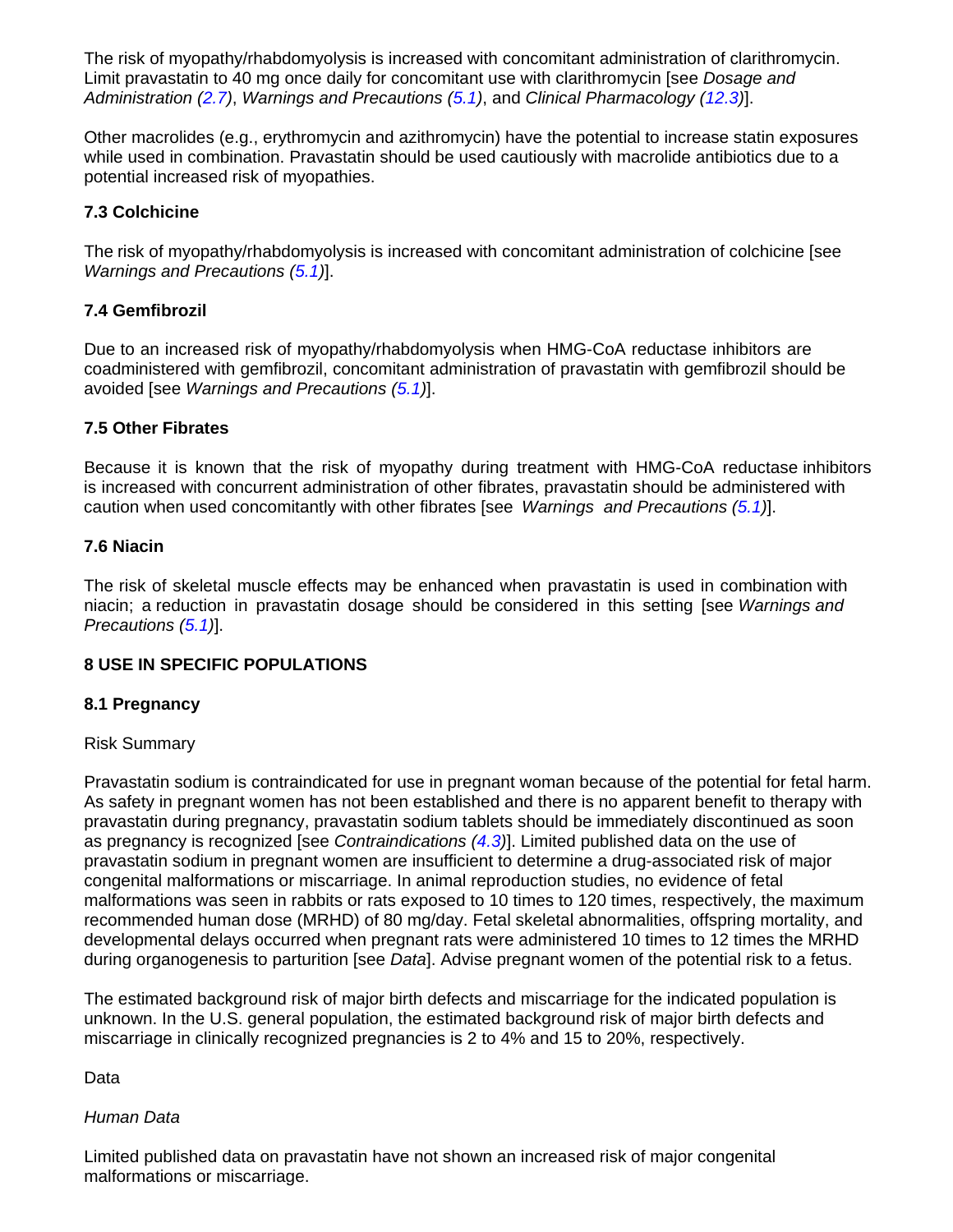The risk of myopathy/rhabdomyolysis is increased with concomitant administration of clarithromycin. Limit pravastatin to 40 mg once daily for concomitant use with clarithromycin [see *Dosage and Administration (2.7)*, *Warnings and Precautions (5.1)*, and *Clinical Pharmacology (12.3)*].

Other macrolides (e.g., erythromycin and azithromycin) have the potential to increase statin exposures while used in combination. Pravastatin should be used cautiously with macrolide antibiotics due to a potential increased risk of myopathies.

### 7.3 Colchicine

The risk of myopathy/rhabdomyolysis is increased with concomitant administration of colchicine [see *Warnings and Precautions (5.1)*].

### 7.4 Gemfibrozil

Due to an increased risk of myopathy/rhabdomyolysis when HMG-CoA reductase inhibitors are coadministered with gemfibrozil, concomitant administration of pravastatin with gemfibrozil should be avoided [see *Warnings and Precautions (5.1)*].

### 7.5 Other Fibrates

Because it is known that the risk of myopathy during treatment with HMG-CoA reductase inhibitors is increased with concurrent administration of other fibrates, pravastatin should be administered with caution when used concomitantly with other fibrates [see *Warnings and Precautions (5.1)*].

### 7.6 Niacin

The risk of skeletal muscle effects may be enhanced when pravastatin is used in combination with niacin; a reduction in pravastatin dosage should be considered in this setting [see *Warnings and Precautions (5.1)*].

## 8 USE IN SPECIFIC POPULATIONS

### 8.1 Pregnancy

Risk Summary

Pravastatin sodium is contraindicated for use in pregnant woman because of the potential for fetal harm. As safety in pregnant women has not been established and there is no apparent benefit to therapy with pravastatin during pregnancy, pravastatin sodium tablets should be immediately discontinued as soon as pregnancy is recognized [see *Contraindications (4.3)*]. Limited published data on the use of pravastatin sodium in pregnant women are insufficient to determine a drug-associated risk of major congenital malformations or miscarriage. In animal reproduction studies, no evidence of fetal malformations was seen in rabbits or rats exposed to 10 times to 120 times, respectively, the maximum recommended human dose (MRHD) of 80 mg/day. Fetal skeletal abnormalities, offspring mortality, and developmental delays occurred when pregnant rats were administered 10 times to 12 times the MRHD during organogenesis to parturition [see *Data*]. Advise pregnant women of the potential risk to a fetus.

The estimated background risk of major birth defects and miscarriage for the indicated population is unknown. In the U.S. general population, the estimated background risk of major birth defects and miscarriage in clinically recognized pregnancies is 2 to 4% and 15 to 20%, respectively.

Data

*Human Data*

Limited published data on pravastatin have not shown an increased risk of major congenital malformations or miscarriage.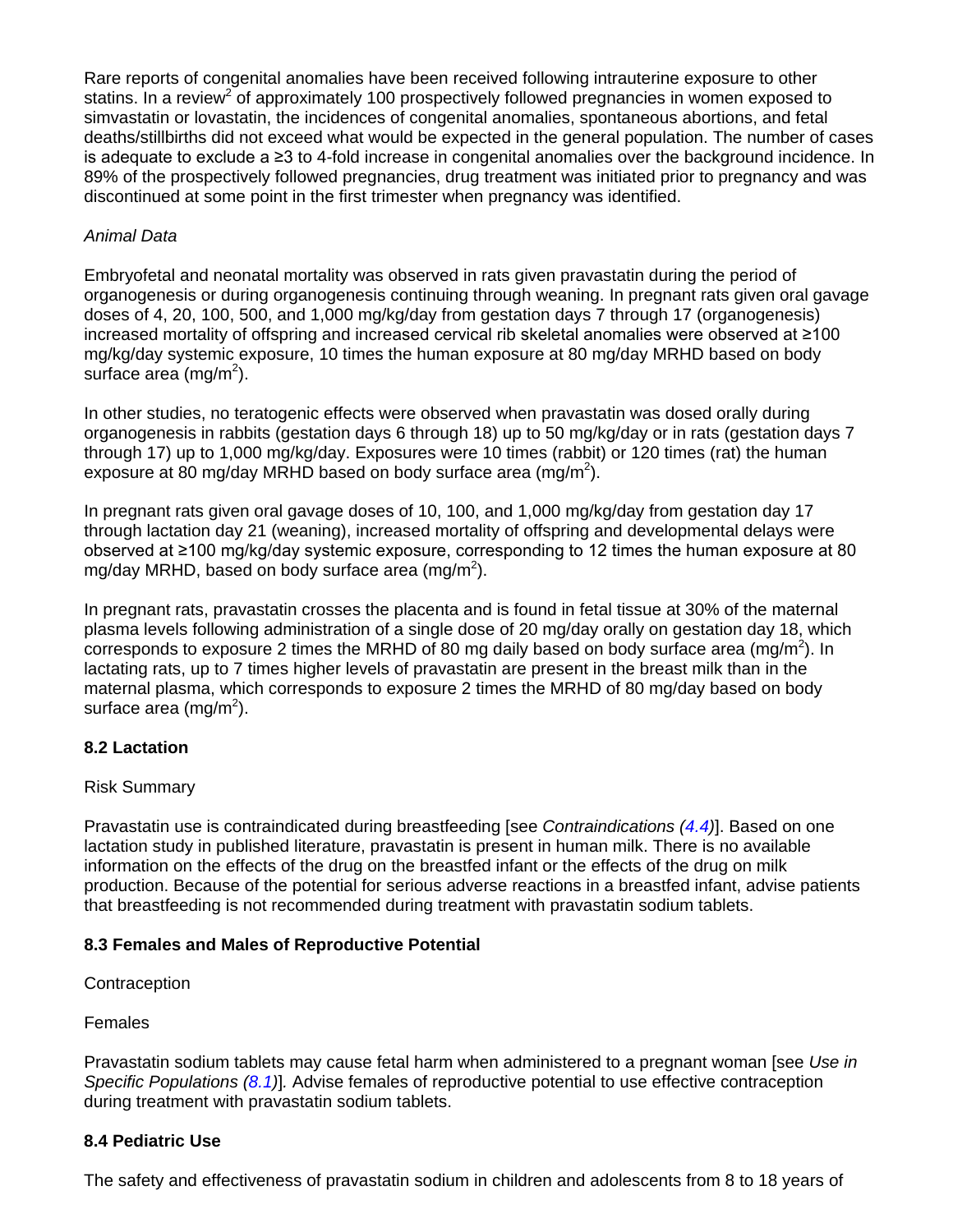Rare reports of congenital anomalies have been received following intrauterine exposure to other statins. In a review[2] of approximately 100 prospectively followed pregnancies in women exposed to simvastatin or lovastatin, the incidences of congenital anomalies, spontaneous abortions, and fetal deaths/stillbirths did not exceed what would be expected in the general population. The number of cases is adequate to exclude a ≥3 to 4-fold increase in congenital anomalies over the background incidence. In 89% of the prospectively followed pregnancies, drug treatment was initiated prior to pregnancy and was discontinued at some point in the first trimester when pregnancy was identified.

*Animal Data*

Embryofetal and neonatal mortality was observed in rats given pravastatin during the period of organogenesis or during organogenesis continuing through weaning. In pregnant rats given oral gavage doses of 4, 20, 100, 500, and 1,000 mg/kg/day from gestation days 7 through 17 (organogenesis) increased mortality of offspring and increased cervical rib skeletal anomalies were observed at ≥100 mg/kg/day systemic exposure, 10 times the human exposure at 80 mg/day MRHD based on body surface area ($mg/m^2$).

In other studies, no teratogenic effects were observed when pravastatin was dosed orally during organogenesis in rabbits (gestation days 6 through 18) up to 50 mg/kg/day or in rats (gestation days 7 through 17) up to 1,000 mg/kg/day. Exposures were 10 times (rabbit) or 120 times (rat) the human exposure at 80 mg/day MRHD based on body surface area ($mg/m^2$).

In pregnant rats given oral gavage doses of 10, 100, and 1,000 mg/kg/day from gestation day 17 through lactation day 21 (weaning), increased mortality of offspring and developmental delays were observed at ≥100 mg/kg/day systemic exposure, corresponding to 12 times the human exposure at 80 mg/day MRHD, based on body surface area ($mg/m^2$).

In pregnant rats, pravastatin crosses the placenta and is found in fetal tissue at 30% of the maternal plasma levels following administration of a single dose of 20 mg/day orally on gestation day 18, which corresponds to exposure 2 times the MRHD of 80 mg daily based on body surface area ($mg/m^2$). In lactating rats, up to 7 times higher levels of pravastatin are present in the breast milk than in the maternal plasma, which corresponds to exposure 2 times the MRHD of 80 mg/day based on body surface area ($mg/m^2$).

### 8.2 Lactation

Risk Summary

Pravastatin use is contraindicated during breastfeeding [see *Contraindications (4.4)*]. Based on one lactation study in published literature, pravastatin is present in human milk. There is no available information on the effects of the drug on the breastfed infant or the effects of the drug on milk production. Because of the potential for serious adverse reactions in a breastfed infant, advise patients that breastfeeding is not recommended during treatment with pravastatin sodium tablets.

### 8.3 Females and Males of Reproductive Potential

Contraception

Females

Pravastatin sodium tablets may cause fetal harm when administered to a pregnant woman [see *Use in Specific Populations (8.1)*]. Advise females of reproductive potential to use effective contraception during treatment with pravastatin sodium tablets.

### 8.4 Pediatric Use

The safety and effectiveness of pravastatin sodium in children and adolescents from 8 to 18 years of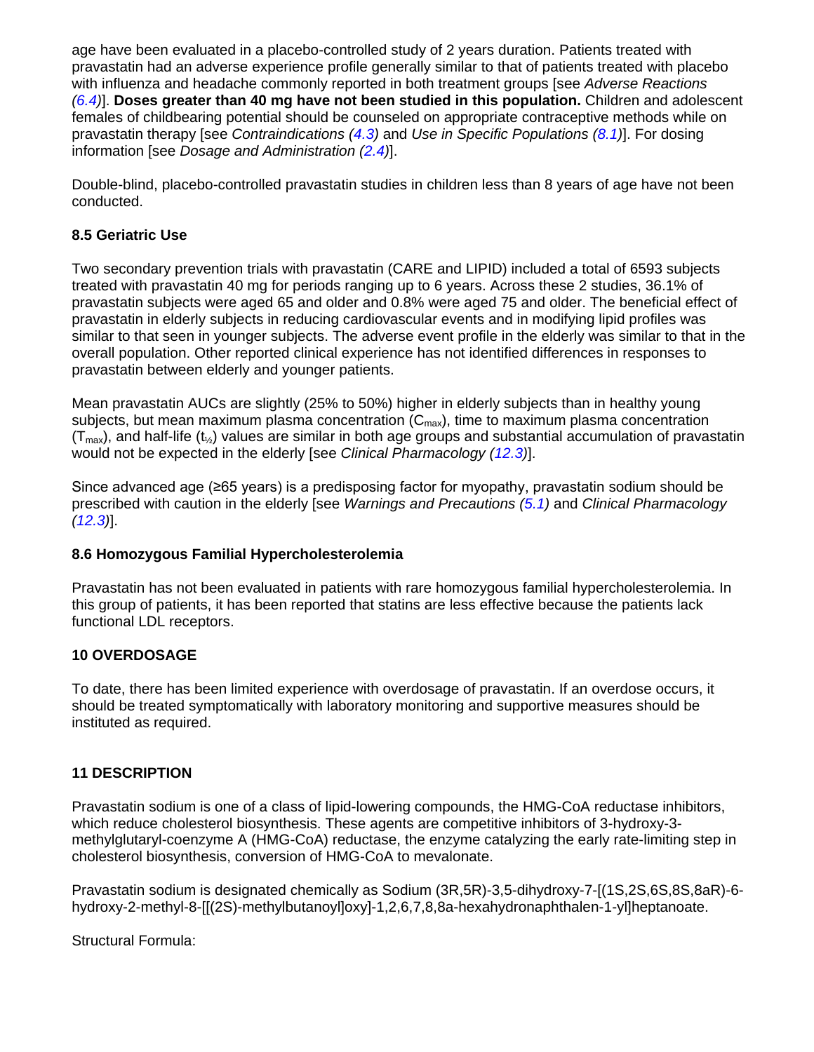age have been evaluated in a placebo-controlled study of 2 years duration. Patients treated with pravastatin had an adverse experience profile generally similar to that of patients treated with placebo with influenza and headache commonly reported in both treatment groups [see *Adverse Reactions (6.4)*]. **Doses greater than 40 mg have not been studied in this population.** Children and adolescent females of childbearing potential should be counseled on appropriate contraceptive methods while on pravastatin therapy [see *Contraindications (4.3)* and *Use in Specific Populations (8.1)*]. For dosing information [see *Dosage and Administration (2.4)*].

Double-blind, placebo-controlled pravastatin studies in children less than 8 years of age have not been conducted.

### 8.5 Geriatric Use

Two secondary prevention trials with pravastatin (CARE and LIPID) included a total of 6593 subjects treated with pravastatin 40 mg for periods ranging up to 6 years. Across these 2 studies, 36.1% of pravastatin subjects were aged 65 and older and 0.8% were aged 75 and older. The beneficial effect of pravastatin in elderly subjects in reducing cardiovascular events and in modifying lipid profiles was similar to that seen in younger subjects. The adverse event profile in the elderly was similar to that in the overall population. Other reported clinical experience has not identified differences in responses to pravastatin between elderly and younger patients.

Mean pravastatin AUCs are slightly (25% to 50%) higher in elderly subjects than in healthy young subjects, but mean maximum plasma concentration ($C_{max}$), time to maximum plasma concentration ($T_{max}$), and half-life ($t_{½}$) values are similar in both age groups and substantial accumulation of pravastatin would not be expected in the elderly [see *Clinical Pharmacology (12.3)*].

Since advanced age (≥65 years) is a predisposing factor for myopathy, pravastatin sodium should be prescribed with caution in the elderly [see *Warnings and Precautions (5.1)* and *Clinical Pharmacology (12.3)*].

### 8.6 Homozygous Familial Hypercholesterolemia

Pravastatin has not been evaluated in patients with rare homozygous familial hypercholesterolemia. In this group of patients, it has been reported that statins are less effective because the patients lack functional LDL receptors.

## 10 OVERDOSAGE

To date, there has been limited experience with overdosage of pravastatin. If an overdose occurs, it should be treated symptomatically with laboratory monitoring and supportive measures should be instituted as required.

## 11 DESCRIPTION

Pravastatin sodium is one of a class of lipid-lowering compounds, the HMG-CoA reductase inhibitors, which reduce cholesterol biosynthesis. These agents are competitive inhibitors of 3-hydroxy-3-methylglutaryl-coenzyme A (HMG-CoA) reductase, the enzyme catalyzing the early rate-limiting step in cholesterol biosynthesis, conversion of HMG-CoA to mevalonate.

Pravastatin sodium is designated chemically as Sodium (3R,5R)-3,5-dihydroxy-7-[(1S,2S,6S,8S,8aR)-6-hydroxy-2-methyl-8-[[(2S)-methylbutanoyl]oxy]-1,2,6,7,8,8a-hexahydronaphthalen-1-yl]heptanoate.

Structural Formula: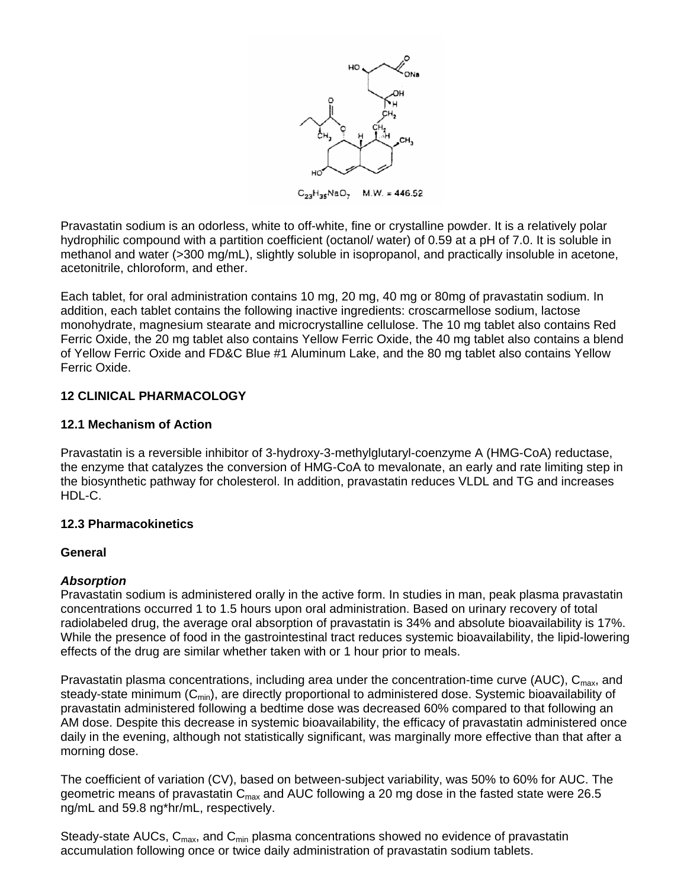$C_{23}H_{35}NaO_7$ M.W. = 446.52

Pravastatin sodium is an odorless, white to off-white, fine or crystalline powder. It is a relatively polar hydrophilic compound with a partition coefficient (octanol/ water) of 0.59 at a pH of 7.0. It is soluble in methanol and water (>300 mg/mL), slightly soluble in isopropanol, and practically insoluble in acetone, acetonitrile, chloroform, and ether.

Each tablet, for oral administration contains 10 mg, 20 mg, 40 mg or 80mg of pravastatin sodium. In addition, each tablet contains the following inactive ingredients: croscarmellose sodium, lactose monohydrate, magnesium stearate and microcrystalline cellulose. The 10 mg tablet also contains Red Ferric Oxide, the 20 mg tablet also contains Yellow Ferric Oxide, the 40 mg tablet also contains a blend of Yellow Ferric Oxide and FD&C Blue #1 Aluminum Lake, and the 80 mg tablet also contains Yellow Ferric Oxide.

## 12 CLINICAL PHARMACOLOGY

### 12.1 Mechanism of Action

Pravastatin is a reversible inhibitor of 3-hydroxy-3-methylglutaryl-coenzyme A (HMG-CoA) reductase, the enzyme that catalyzes the conversion of HMG-CoA to mevalonate, an early and rate limiting step in the biosynthetic pathway for cholesterol. In addition, pravastatin reduces VLDL and TG and increases HDL-C.

### 12.3 Pharmacokinetics

**General**

***Absorption***

Pravastatin sodium is administered orally in the active form. In studies in man, peak plasma pravastatin concentrations occurred 1 to 1.5 hours upon oral administration. Based on urinary recovery of total radiolabeled drug, the average oral absorption of pravastatin is 34% and absolute bioavailability is 17%. While the presence of food in the gastrointestinal tract reduces systemic bioavailability, the lipid-lowering effects of the drug are similar whether taken with or 1 hour prior to meals.

Pravastatin plasma concentrations, including area under the concentration-time curve (AUC), $C_{max}$, and steady-state minimum ($C_{min}$), are directly proportional to administered dose. Systemic bioavailability of pravastatin administered following a bedtime dose was decreased 60% compared to that following an AM dose. Despite this decrease in systemic bioavailability, the efficacy of pravastatin administered once daily in the evening, although not statistically significant, was marginally more effective than that after a morning dose.

The coefficient of variation (CV), based on between-subject variability, was 50% to 60% for AUC. The geometric means of pravastatin $C_{max}$ and AUC following a 20 mg dose in the fasted state were 26.5 ng/mL and 59.8 ng*hr/mL, respectively.

Steady-state AUCs, $C_{max}$, and $C_{min}$ plasma concentrations showed no evidence of pravastatin accumulation following once or twice daily administration of pravastatin sodium tablets.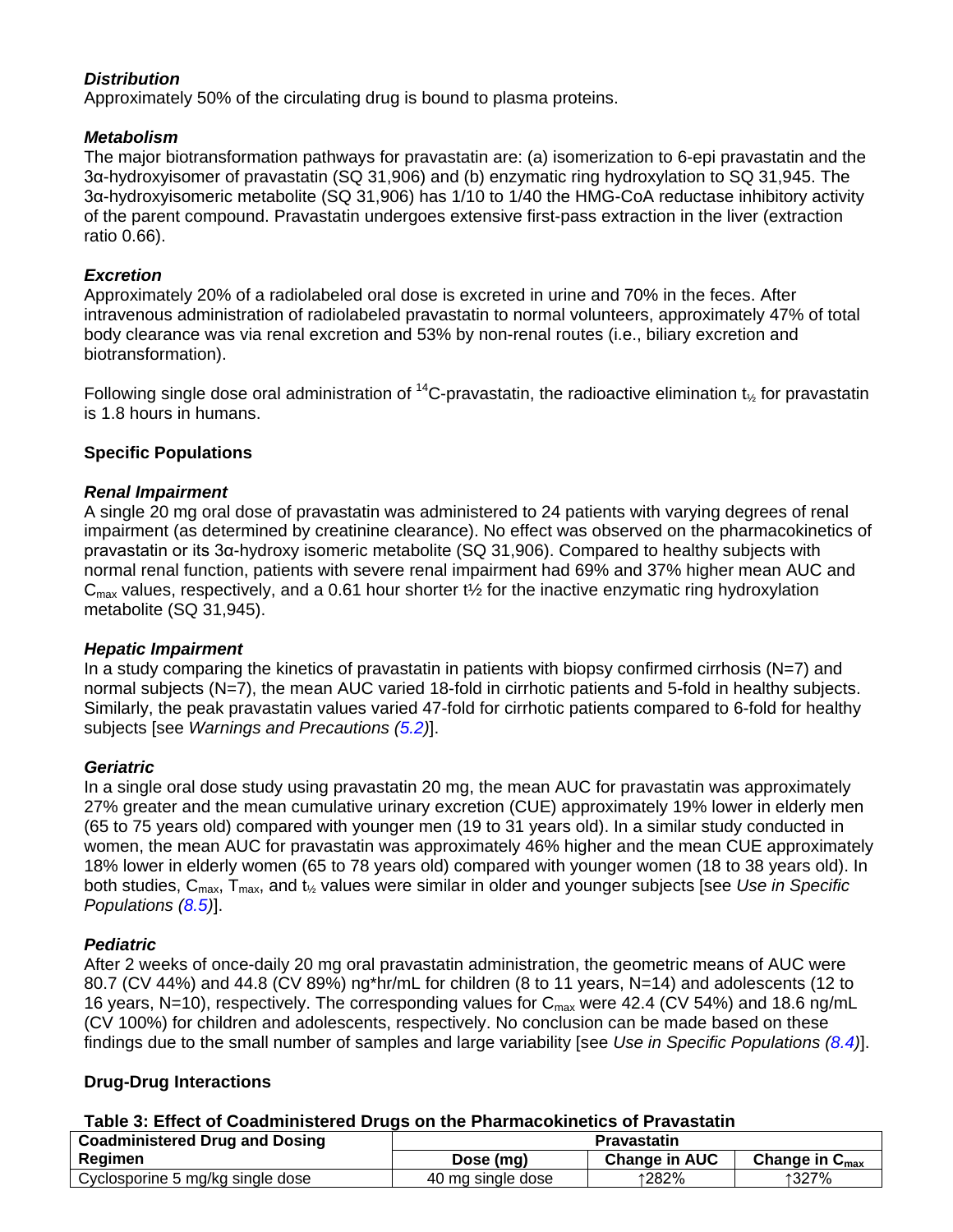***Distribution***

Approximately 50% of the circulating drug is bound to plasma proteins.

***Metabolism***

The major biotransformation pathways for pravastatin are: (a) isomerization to 6-epi pravastatin and the 3α-hydroxyisomer of pravastatin (SQ 31,906) and (b) enzymatic ring hydroxylation to SQ 31,945. The 3α-hydroxyisomeric metabolite (SQ 31,906) has 1/10 to 1/40 the HMG-CoA reductase inhibitory activity of the parent compound. Pravastatin undergoes extensive first-pass extraction in the liver (extraction ratio 0.66).

***Excretion***

Approximately 20% of a radiolabeled oral dose is excreted in urine and 70% in the feces. After intravenous administration of radiolabeled pravastatin to normal volunteers, approximately 47% of total body clearance was via renal excretion and 53% by non-renal routes (i.e., biliary excretion and biotransformation).

Following single dose oral administration of $^{14}C$-pravastatin, the radioactive elimination $t_{½}$ for pravastatin is 1.8 hours in humans.

**Specific Populations**

***Renal Impairment***

A single 20 mg oral dose of pravastatin was administered to 24 patients with varying degrees of renal impairment (as determined by creatinine clearance). No effect was observed on the pharmacokinetics of pravastatin or its 3α-hydroxy isomeric metabolite (SQ 31,906). Compared to healthy subjects with normal renal function, patients with severe renal impairment had 69% and 37% higher mean AUC and $C_{max}$ values, respectively, and a 0.61 hour shorter t½ for the inactive enzymatic ring hydroxylation metabolite (SQ 31,945).

***Hepatic Impairment***

In a study comparing the kinetics of pravastatin in patients with biopsy confirmed cirrhosis (N=7) and normal subjects (N=7), the mean AUC varied 18-fold in cirrhotic patients and 5-fold in healthy subjects. Similarly, the peak pravastatin values varied 47-fold for cirrhotic patients compared to 6-fold for healthy subjects [see *Warnings and Precautions (5.2)*].

***Geriatric***

In a single oral dose study using pravastatin 20 mg, the mean AUC for pravastatin was approximately 27% greater and the mean cumulative urinary excretion (CUE) approximately 19% lower in elderly men (65 to 75 years old) compared with younger men (19 to 31 years old). In a similar study conducted in women, the mean AUC for pravastatin was approximately 46% higher and the mean CUE approximately 18% lower in elderly women (65 to 78 years old) compared with younger women (18 to 38 years old). In both studies, $C_{max}$, $T_{max}$, and $t_{½}$ values were similar in older and younger subjects [see *Use in Specific Populations (8.5)*].

***Pediatric***

After 2 weeks of once-daily 20 mg oral pravastatin administration, the geometric means of AUC were 80.7 (CV 44%) and 44.8 (CV 89%) ng*hr/mL for children (8 to 11 years, N=14) and adolescents (12 to 16 years, N=10), respectively. The corresponding values for $C_{max}$ were 42.4 (CV 54%) and 18.6 ng/mL (CV 100%) for children and adolescents, respectively. No conclusion can be made based on these findings due to the small number of samples and large variability [see *Use in Specific Populations (8.4)*].

**Drug-Drug Interactions**

**Table 3: Effect of Coadministered Drugs on the Pharmacokinetics of Pravastatin**

| Coadministered Drug and Dosing Regimen | Pravastatin | | |
|---|---|---|---|
| | Dose (mg) | Change in AUC | Change in $C_{max}$ |
| Cyclosporine 5 mg/kg single dose | 40 mg single dose | ↑282% | ↑327% |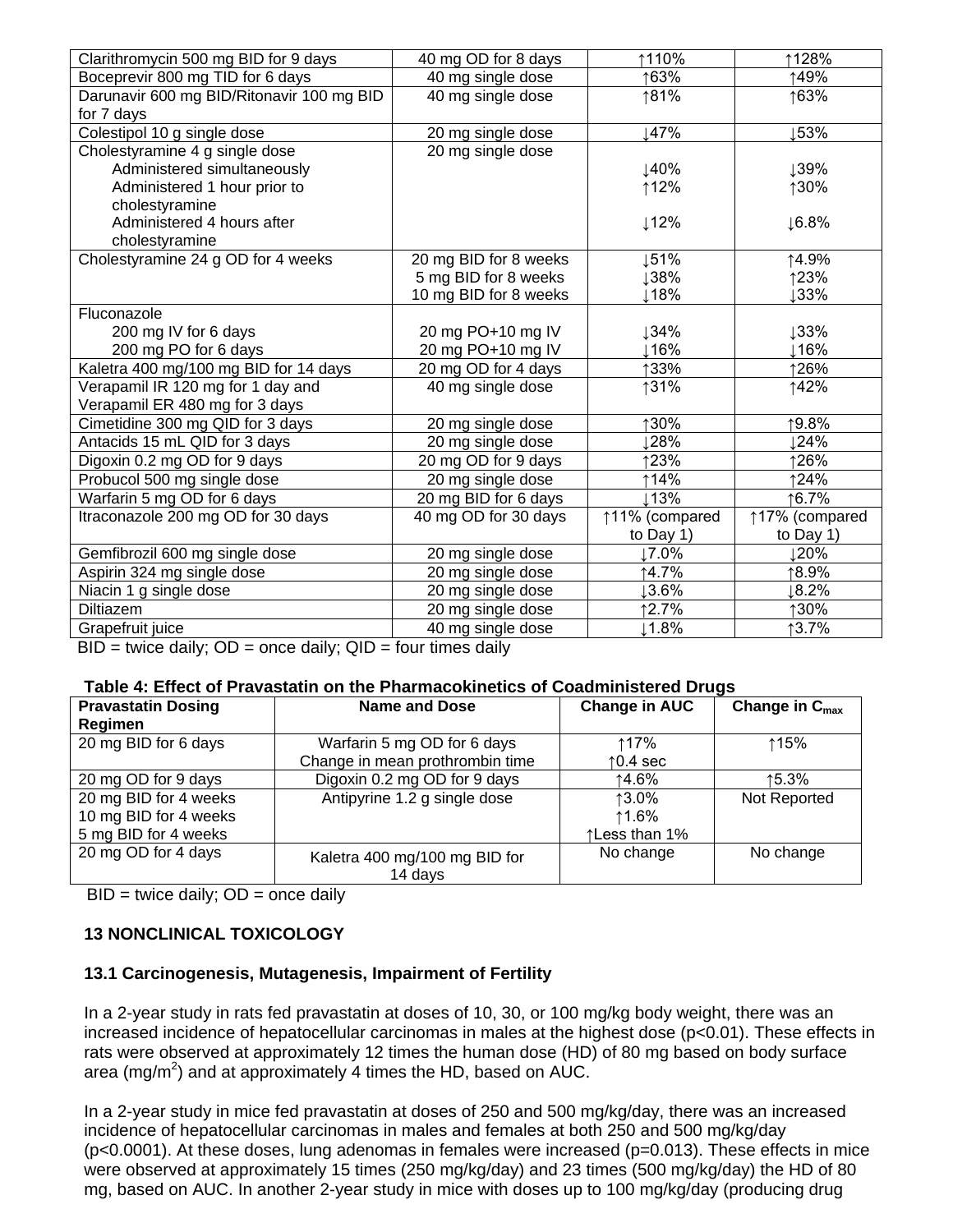| | | | |
|---|---|---|---|
| Clarithromycin 500 mg BID for 9 days | 40 mg OD for 8 days | ↑110% | ↑128% |
| Boceprevir 800 mg TID for 6 days | 40 mg single dose | ↑63% | ↑49% |
| Darunavir 600 mg BID/Ritonavir 100 mg BID for 7 days | 40 mg single dose | ↑81% | ↑63% |
| Colestipol 10 g single dose | 20 mg single dose | ↓47% | ↓53% |
| Cholestyramine 4 g single dose<br>Administered simultaneously<br>Administered 1 hour prior to cholestyramine<br>Administered 4 hours after cholestyramine | 20 mg single dose | <br>↓40%<br>↑12%<br>↓12% | <br>↓39%<br>↑30%<br>↓6.8% |
| Cholestyramine 24 g OD for 4 weeks | 20 mg BID for 8 weeks<br>5 mg BID for 8 weeks<br>10 mg BID for 8 weeks | ↓51%<br>↓38%<br>↓18% | ↑4.9%<br>↑23%<br>↓33% |
| Fluconazole<br>200 mg IV for 6 days<br>200 mg PO for 6 days | <br>20 mg PO+10 mg IV<br>20 mg PO+10 mg IV | <br>↓34%<br>↓16% | <br>↓33%<br>↓16% |
| Kaletra 400 mg/100 mg BID for 14 days | 20 mg OD for 4 days | ↑33% | ↑26% |
| Verapamil IR 120 mg for 1 day and Verapamil ER 480 mg for 3 days | 40 mg single dose | ↑31% | ↑42% |
| Cimetidine 300 mg QID for 3 days | 20 mg single dose | ↑30% | ↑9.8% |
| Antacids 15 mL QID for 3 days | 20 mg single dose | ↓28% | ↓24% |
| Digoxin 0.2 mg OD for 9 days | 20 mg OD for 9 days | ↑23% | ↑26% |
| Probucol 500 mg single dose | 20 mg single dose | ↑14% | ↑24% |
| Warfarin 5 mg OD for 6 days | 20 mg BID for 6 days | ↓13% | ↑6.7% |
| Itraconazole 200 mg OD for 30 days | 40 mg OD for 30 days | ↑11% (compared to Day 1) | ↑17% (compared to Day 1) |
| Gemfibrozil 600 mg single dose | 20 mg single dose | ↓7.0% | ↓20% |
| Aspirin 324 mg single dose | 20 mg single dose | ↑4.7% | ↑8.9% |
| Niacin 1 g single dose | 20 mg single dose | ↓3.6% | ↓8.2% |
| Diltiazem | 20 mg single dose | ↑2.7% | ↑30% |
| Grapefruit juice | 40 mg single dose | ↓1.8% | ↑3.7% |

BID = twice daily; OD = once daily; QID = four times daily

**Table 4: Effect of Pravastatin on the Pharmacokinetics of Coadministered Drugs**

| Pravastatin Dosing Regimen | Name and Dose | Change in AUC | Change in $C_{max}$ |
|---|---|---|---|
| 20 mg BID for 6 days | Warfarin 5 mg OD for 6 days<br>Change in mean prothrombin time | ↑17%<br>↑0.4 sec | ↑15% |
| 20 mg OD for 9 days | Digoxin 0.2 mg OD for 9 days | ↑4.6% | ↑5.3% |
| 20 mg BID for 4 weeks<br>10 mg BID for 4 weeks<br>5 mg BID for 4 weeks | Antipyrine 1.2 g single dose | ↑3.0%<br>↑1.6%<br>↑Less than 1% | Not Reported |
| 20 mg OD for 4 days | Kaletra 400 mg/100 mg BID for 14 days | No change | No change |

BID = twice daily; OD = once daily

## 13 NONCLINICAL TOXICOLOGY

### 13.1 Carcinogenesis, Mutagenesis, Impairment of Fertility

In a 2-year study in rats fed pravastatin at doses of 10, 30, or 100 mg/kg body weight, there was an increased incidence of hepatocellular carcinomas in males at the highest dose ($p<0.01$). These effects in rats were observed at approximately 12 times the human dose (HD) of 80 mg based on body surface area ($mg/m^2$) and at approximately 4 times the HD, based on AUC.

In a 2-year study in mice fed pravastatin at doses of 250 and 500 mg/kg/day, there was an increased incidence of hepatocellular carcinomas in males and females at both 250 and 500 mg/kg/day ($p<0.0001$). At these doses, lung adenomas in females were increased ($p=0.013$). These effects in mice were observed at approximately 15 times (250 mg/kg/day) and 23 times (500 mg/kg/day) the HD of 80 mg, based on AUC. In another 2-year study in mice with doses up to 100 mg/kg/day (producing drug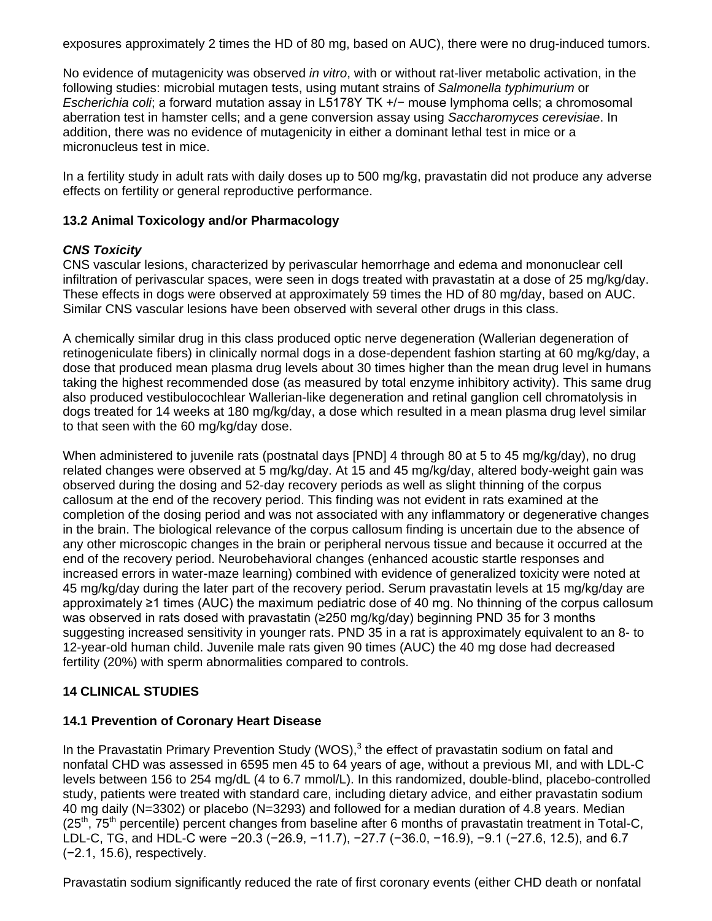exposures approximately 2 times the HD of 80 mg, based on AUC), there were no drug-induced tumors.

No evidence of mutagenicity was observed *in vitro*, with or without rat-liver metabolic activation, in the following studies: microbial mutagen tests, using mutant strains of *Salmonella typhimurium* or *Escherichia coli*; a forward mutation assay in L5178Y TK +/− mouse lymphoma cells; a chromosomal aberration test in hamster cells; and a gene conversion assay using *Saccharomyces cerevisiae*. In addition, there was no evidence of mutagenicity in either a dominant lethal test in mice or a micronucleus test in mice.

In a fertility study in adult rats with daily doses up to 500 mg/kg, pravastatin did not produce any adverse effects on fertility or general reproductive performance.

### 13.2 Animal Toxicology and/or Pharmacology

***CNS Toxicity***

CNS vascular lesions, characterized by perivascular hemorrhage and edema and mononuclear cell infiltration of perivascular spaces, were seen in dogs treated with pravastatin at a dose of 25 mg/kg/day. These effects in dogs were observed at approximately 59 times the HD of 80 mg/day, based on AUC. Similar CNS vascular lesions have been observed with several other drugs in this class.

A chemically similar drug in this class produced optic nerve degeneration (Wallerian degeneration of retinogeniculate fibers) in clinically normal dogs in a dose-dependent fashion starting at 60 mg/kg/day, a dose that produced mean plasma drug levels about 30 times higher than the mean drug level in humans taking the highest recommended dose (as measured by total enzyme inhibitory activity). This same drug also produced vestibulocochlear Wallerian-like degeneration and retinal ganglion cell chromatolysis in dogs treated for 14 weeks at 180 mg/kg/day, a dose which resulted in a mean plasma drug level similar to that seen with the 60 mg/kg/day dose.

When administered to juvenile rats (postnatal days [PND] 4 through 80 at 5 to 45 mg/kg/day), no drug related changes were observed at 5 mg/kg/day. At 15 and 45 mg/kg/day, altered body-weight gain was observed during the dosing and 52-day recovery periods as well as slight thinning of the corpus callosum at the end of the recovery period. This finding was not evident in rats examined at the completion of the dosing period and was not associated with any inflammatory or degenerative changes in the brain. The biological relevance of the corpus callosum finding is uncertain due to the absence of any other microscopic changes in the brain or peripheral nervous tissue and because it occurred at the end of the recovery period. Neurobehavioral changes (enhanced acoustic startle responses and increased errors in water-maze learning) combined with evidence of generalized toxicity were noted at 45 mg/kg/day during the later part of the recovery period. Serum pravastatin levels at 15 mg/kg/day are approximately ≥1 times (AUC) the maximum pediatric dose of 40 mg. No thinning of the corpus callosum was observed in rats dosed with pravastatin (≥250 mg/kg/day) beginning PND 35 for 3 months suggesting increased sensitivity in younger rats. PND 35 in a rat is approximately equivalent to an 8- to 12-year-old human child. Juvenile male rats given 90 times (AUC) the 40 mg dose had decreased fertility (20%) with sperm abnormalities compared to controls.

## 14 CLINICAL STUDIES

### 14.1 Prevention of Coronary Heart Disease

In the Pravastatin Primary Prevention Study (WOS),[3] the effect of pravastatin sodium on fatal and nonfatal CHD was assessed in 6595 men 45 to 64 years of age, without a previous MI, and with LDL-C levels between 156 to 254 mg/dL (4 to 6.7 mmol/L). In this randomized, double-blind, placebo-controlled study, patients were treated with standard care, including dietary advice, and either pravastatin sodium 40 mg daily (N=3302) or placebo (N=3293) and followed for a median duration of 4.8 years. Median ($25^{th}$, $75^{th}$ percentile) percent changes from baseline after 6 months of pravastatin treatment in Total-C, LDL-C, TG, and HDL-C were −20.3 (−26.9, −11.7), −27.7 (−36.0, −16.9), −9.1 (−27.6, 12.5), and 6.7 (−2.1, 15.6), respectively.

Pravastatin sodium significantly reduced the rate of first coronary events (either CHD death or nonfatal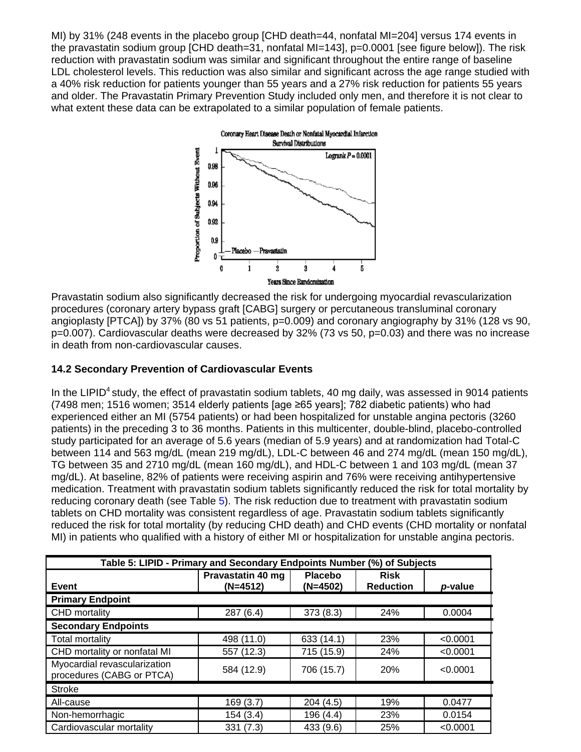MI) by 31% (248 events in the placebo group [CHD death=44, nonfatal MI=204] versus 174 events in the pravastatin sodium group [CHD death=31, nonfatal MI=143], p=0.0001 [see figure below]). The risk reduction with pravastatin sodium was similar and significant throughout the entire range of baseline LDL cholesterol levels. This reduction was also similar and significant across the age range studied with a 40% risk reduction for patients younger than 55 years and a 27% risk reduction for patients 55 years and older. The Pravastatin Primary Prevention Study included only men, and therefore it is not clear to what extent these data can be extrapolated to a similar population of female patients.

Coronary Heart Disease Death or Nonfatal Myocardial Infarction Survival Distributions

Pravastatin sodium also significantly decreased the risk for undergoing myocardial revascularization procedures (coronary artery bypass graft [CABG] surgery or percutaneous transluminal coronary angioplasty [PTCA]) by 37% (80 vs 51 patients, p=0.009) and coronary angiography by 31% (128 vs 90, p=0.007). Cardiovascular deaths were decreased by 32% (73 vs 50, p=0.03) and there was no increase in death from non-cardiovascular causes.

### 14.2 Secondary Prevention of Cardiovascular Events

In the LIPID[4] study, the effect of pravastatin sodium tablets, 40 mg daily, was assessed in 9014 patients (7498 men; 1516 women; 3514 elderly patients [age ≥65 years]; 782 diabetic patients) who had experienced either an MI (5754 patients) or had been hospitalized for unstable angina pectoris (3260 patients) in the preceding 3 to 36 months. Patients in this multicenter, double-blind, placebo-controlled study participated for an average of 5.6 years (median of 5.9 years) and at randomization had Total-C between 114 and 563 mg/dL (mean 219 mg/dL), LDL-C between 46 and 274 mg/dL (mean 150 mg/dL), TG between 35 and 2710 mg/dL (mean 160 mg/dL), and HDL-C between 1 and 103 mg/dL (mean 37 mg/dL). At baseline, 82% of patients were receiving aspirin and 76% were receiving antihypertensive medication. Treatment with pravastatin sodium tablets significantly reduced the risk for total mortality by reducing coronary death (see Table 5). The risk reduction due to treatment with pravastatin sodium tablets on CHD mortality was consistent regardless of age. Pravastatin sodium tablets significantly reduced the risk for total mortality (by reducing CHD death) and CHD events (CHD mortality or nonfatal MI) in patients who qualified with a history of either MI or hospitalization for unstable angina pectoris.

**Table 5: LIPID - Primary and Secondary Endpoints Number (%) of Subjects**

| Event | Pravastatin 40 mg (N=4512) | Placebo (N=4502) | Risk Reduction | *p*-value |
|---|---|---|---|---|
| **Primary Endpoint** | | | | |
| CHD mortality | 287 (6.4) | 373 (8.3) | 24% | 0.0004 |
| **Secondary Endpoints** | | | | |
| Total mortality | 498 (11.0) | 633 (14.1) | 23% | <0.0001 |
| CHD mortality or nonfatal MI | 557 (12.3) | 715 (15.9) | 24% | <0.0001 |
| Myocardial revascularization procedures (CABG or PTCA) | 584 (12.9) | 706 (15.7) | 20% | <0.0001 |
| Stroke | | | | |
| All-cause | 169 (3.7) | 204 (4.5) | 19% | 0.0477 |
| Non-hemorrhagic | 154 (3.4) | 196 (4.4) | 23% | 0.0154 |
| Cardiovascular mortality | 331 (7.3) | 433 (9.6) | 25% | <0.0001 |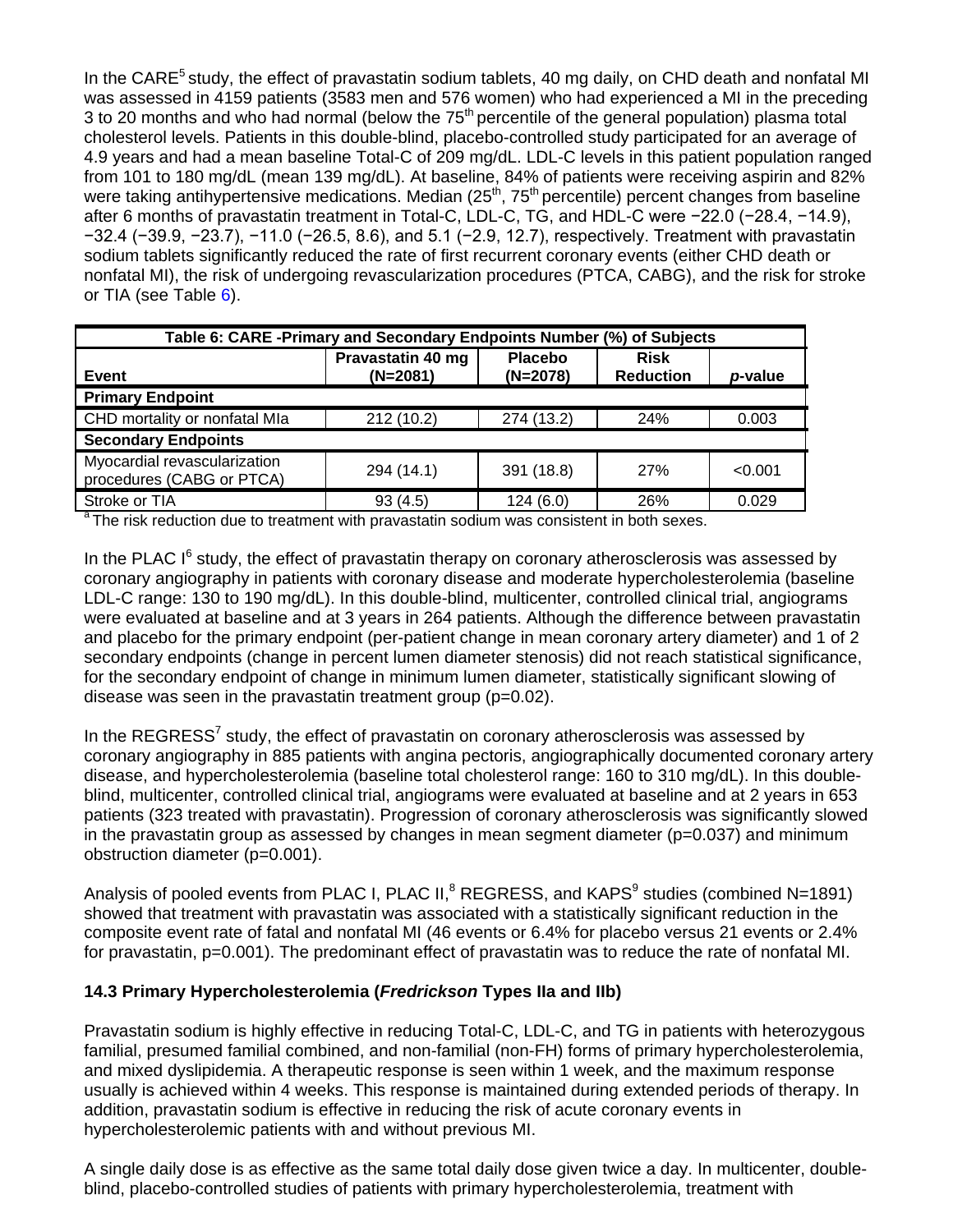In the CARE[5] study, the effect of pravastatin sodium tablets, 40 mg daily, on CHD death and nonfatal MI was assessed in 4159 patients (3583 men and 576 women) who had experienced a MI in the preceding 3 to 20 months and who had normal (below the 75$^{th}$ percentile of the general population) plasma total cholesterol levels. Patients in this double-blind, placebo-controlled study participated for an average of 4.9 years and had a mean baseline Total-C of 209 mg/dL. LDL-C levels in this patient population ranged from 101 to 180 mg/dL (mean 139 mg/dL). At baseline, 84% of patients were receiving aspirin and 82% were taking antihypertensive medications. Median (25$^{th}$, 75$^{th}$ percentile) percent changes from baseline after 6 months of pravastatin treatment in Total-C, LDL-C, TG, and HDL-C were −22.0 (−28.4, −14.9), −32.4 (−39.9, −23.7), −11.0 (−26.5, 8.6), and 5.1 (−2.9, 12.7), respectively. Treatment with pravastatin sodium tablets significantly reduced the rate of first recurrent coronary events (either CHD death or nonfatal MI), the risk of undergoing revascularization procedures (PTCA, CABG), and the risk for stroke or TIA (see Table 6).

| Table 6: CARE -Primary and Secondary Endpoints Number (%) of Subjects | | | | |
|---|---|---|---|---|
| Event | Pravastatin 40 mg (N=2081) | Placebo (N=2078) | Risk Reduction | *p*-value |
| **Primary Endpoint** | | | | |
| CHD mortality or nonfatal MI[a] | 212 (10.2) | 274 (13.2) | 24% | 0.003 |
| **Secondary Endpoints** | | | | |
| Myocardial revascularization procedures (CABG or PTCA) | 294 (14.1) | 391 (18.8) | 27% | <0.001 |
| Stroke or TIA | 93 (4.5) | 124 (6.0) | 26% | 0.029 |

[a] The risk reduction due to treatment with pravastatin sodium was consistent in both sexes.

In the PLAC I[6] study, the effect of pravastatin therapy on coronary atherosclerosis was assessed by coronary angiography in patients with coronary disease and moderate hypercholesterolemia (baseline LDL-C range: 130 to 190 mg/dL). In this double-blind, multicenter, controlled clinical trial, angiograms were evaluated at baseline and at 3 years in 264 patients. Although the difference between pravastatin and placebo for the primary endpoint (per-patient change in mean coronary artery diameter) and 1 of 2 secondary endpoints (change in percent lumen diameter stenosis) did not reach statistical significance, for the secondary endpoint of change in minimum lumen diameter, statistically significant slowing of disease was seen in the pravastatin treatment group (p=0.02).

In the REGRESS[7] study, the effect of pravastatin on coronary atherosclerosis was assessed by coronary angiography in 885 patients with angina pectoris, angiographically documented coronary artery disease, and hypercholesterolemia (baseline total cholesterol range: 160 to 310 mg/dL). In this double-blind, multicenter, controlled clinical trial, angiograms were evaluated at baseline and at 2 years in 653 patients (323 treated with pravastatin). Progression of coronary atherosclerosis was significantly slowed in the pravastatin group as assessed by changes in mean segment diameter (p=0.037) and minimum obstruction diameter (p=0.001).

Analysis of pooled events from PLAC I, PLAC II,[8] REGRESS, and KAPS[9] studies (combined N=1891) showed that treatment with pravastatin was associated with a statistically significant reduction in the composite event rate of fatal and nonfatal MI (46 events or 6.4% for placebo versus 21 events or 2.4% for pravastatin, p=0.001). The predominant effect of pravastatin was to reduce the rate of nonfatal MI.

### 14.3 Primary Hypercholesterolemia (*Fredrickson* Types IIa and IIb)

Pravastatin sodium is highly effective in reducing Total-C, LDL-C, and TG in patients with heterozygous familial, presumed familial combined, and non-familial (non-FH) forms of primary hypercholesterolemia, and mixed dyslipidemia. A therapeutic response is seen within 1 week, and the maximum response usually is achieved within 4 weeks. This response is maintained during extended periods of therapy. In addition, pravastatin sodium is effective in reducing the risk of acute coronary events in hypercholesterolemic patients with and without previous MI.

A single daily dose is as effective as the same total daily dose given twice a day. In multicenter, double-blind, placebo-controlled studies of patients with primary hypercholesterolemia, treatment with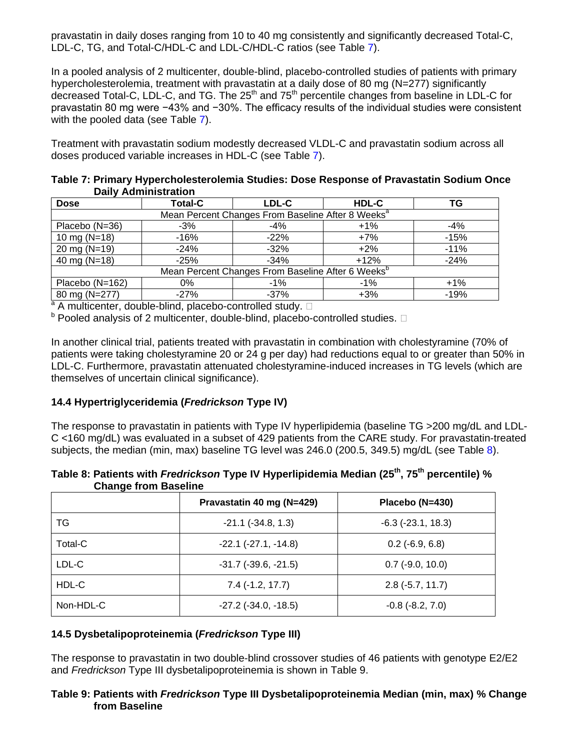pravastatin in daily doses ranging from 10 to 40 mg consistently and significantly decreased Total-C, LDL-C, TG, and Total-C/HDL-C and LDL-C/HDL-C ratios (see Table 7).

In a pooled analysis of 2 multicenter, double-blind, placebo-controlled studies of patients with primary hypercholesterolemia, treatment with pravastatin at a daily dose of 80 mg (N=277) significantly decreased Total-C, LDL-C, and TG. The 25th and 75th percentile changes from baseline in LDL-C for pravastatin 80 mg were −43% and −30%. The efficacy results of the individual studies were consistent with the pooled data (see Table 7).

Treatment with pravastatin sodium modestly decreased VLDL-C and pravastatin sodium across all doses produced variable increases in HDL-C (see Table 7).

**Table 7: Primary Hypercholesterolemia Studies: Dose Response of Pravastatin Sodium Once Daily Administration**

| Dose | Total-C | LDL-C | HDL-C | TG |
|---|---|---|---|---|
| Mean Percent Changes From Baseline After 8 Weeks[a] | | | | |
| Placebo (N=36) | -3% | -4% | +1% | -4% |
| 10 mg (N=18) | -16% | -22% | +7% | -15% |
| 20 mg (N=19) | -24% | -32% | +2% | -11% |
| 40 mg (N=18) | -25% | -34% | +12% | -24% |
| Mean Percent Changes From Baseline After 6 Weeks[b] | | | | |
| Placebo (N=162) | 0% | -1% | -1% | +1% |
| 80 mg (N=277) | -27% | -37% | +3% | -19% |

[a] A multicenter, double-blind, placebo-controlled study.

[b] Pooled analysis of 2 multicenter, double-blind, placebo-controlled studies.

In another clinical trial, patients treated with pravastatin in combination with cholestyramine (70% of patients were taking cholestyramine 20 or 24 g per day) had reductions equal to or greater than 50% in LDL-C. Furthermore, pravastatin attenuated cholestyramine-induced increases in TG levels (which are themselves of uncertain clinical significance).

### 14.4 Hypertriglyceridemia (*Fredrickson* Type IV)

The response to pravastatin in patients with Type IV hyperlipidemia (baseline TG >200 mg/dL and LDL-C <160 mg/dL) was evaluated in a subset of 429 patients from the CARE study. For pravastatin-treated subjects, the median (min, max) baseline TG level was 246.0 (200.5, 349.5) mg/dL (see Table 8).

**Table 8: Patients with *Fredrickson* Type IV Hyperlipidemia Median (25th, 75th percentile) % Change from Baseline**

| | Pravastatin 40 mg (N=429) | Placebo (N=430) |
|---|---|---|
| TG | -21.1 (-34.8, 1.3) | -6.3 (-23.1, 18.3) |
| Total-C | -22.1 (-27.1, -14.8) | 0.2 (-6.9, 6.8) |
| LDL-C | -31.7 (-39.6, -21.5) | 0.7 (-9.0, 10.0) |
| HDL-C | 7.4 (-1.2, 17.7) | 2.8 (-5.7, 11.7) |
| Non-HDL-C | -27.2 (-34.0, -18.5) | -0.8 (-8.2, 7.0) |

### 14.5 Dysbetalipoproteinemia (*Fredrickson* Type III)

The response to pravastatin in two double-blind crossover studies of 46 patients with genotype E2/E2 and *Fredrickson* Type III dysbetalipoproteinemia is shown in Table 9.

**Table 9: Patients with *Fredrickson* Type III Dysbetalipoproteinemia Median (min, max) % Change from Baseline**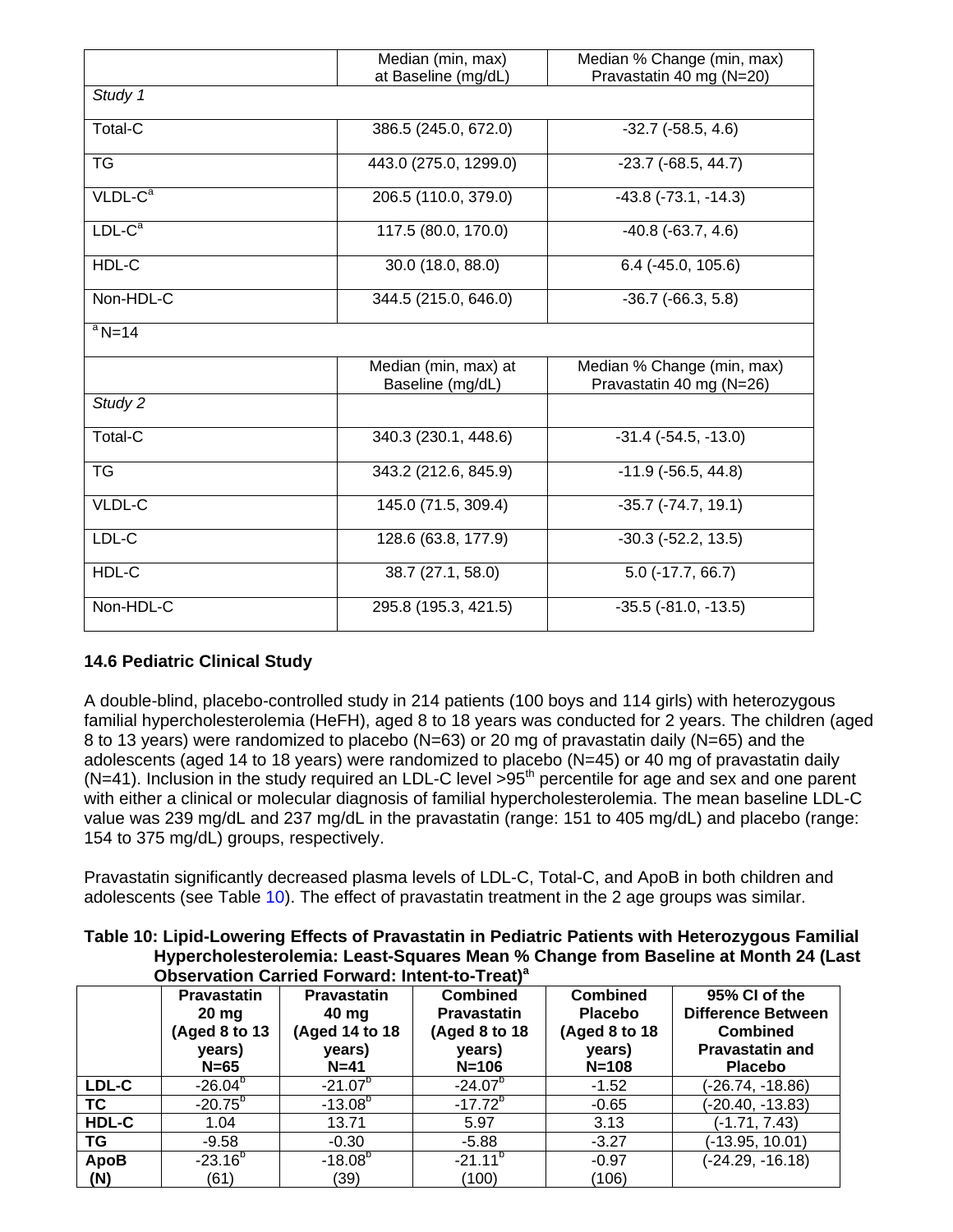| | Median (min, max) at Baseline (mg/dL) | Median % Change (min, max) Pravastatin 40 mg (N=20) |
|---|---|---|
| *Study 1* | | |
| Total-C | 386.5 (245.0, 672.0) | -32.7 (-58.5, 4.6) |
| TG | 443.0 (275.0, 1299.0) | -23.7 (-68.5, 44.7) |
| VLDL-C[a] | 206.5 (110.0, 379.0) | -43.8 (-73.1, -14.3) |
| LDL-C[a] | 117.5 (80.0, 170.0) | -40.8 (-63.7, 4.6) |
| HDL-C | 30.0 (18.0, 88.0) | 6.4 (-45.0, 105.6) |
| Non-HDL-C | 344.5 (215.0, 646.0) | -36.7 (-66.3, 5.8) |
| [a] N=14 | | |

| | Median (min, max) at Baseline (mg/dL) | Median % Change (min, max) Pravastatin 40 mg (N=26) |
|---|---|---|
| *Study 2* | | |
| Total-C | 340.3 (230.1, 448.6) | -31.4 (-54.5, -13.0) |
| TG | 343.2 (212.6, 845.9) | -11.9 (-56.5, 44.8) |
| VLDL-C | 145.0 (71.5, 309.4) | -35.7 (-74.7, 19.1) |
| LDL-C | 128.6 (63.8, 177.9) | -30.3 (-52.2, 13.5) |
| HDL-C | 38.7 (27.1, 58.0) | 5.0 (-17.7, 66.7) |
| Non-HDL-C | 295.8 (195.3, 421.5) | -35.5 (-81.0, -13.5) |

### 14.6 Pediatric Clinical Study

A double-blind, placebo-controlled study in 214 patients (100 boys and 114 girls) with heterozygous familial hypercholesterolemia (HeFH), aged 8 to 18 years was conducted for 2 years. The children (aged 8 to 13 years) were randomized to placebo (N=63) or 20 mg of pravastatin daily (N=65) and the adolescents (aged 14 to 18 years) were randomized to placebo (N=45) or 40 mg of pravastatin daily (N=41). Inclusion in the study required an LDL-C level >95[th] percentile for age and sex and one parent with either a clinical or molecular diagnosis of familial hypercholesterolemia. The mean baseline LDL-C value was 239 mg/dL and 237 mg/dL in the pravastatin (range: 151 to 405 mg/dL) and placebo (range: 154 to 375 mg/dL) groups, respectively.

Pravastatin significantly decreased plasma levels of LDL-C, Total-C, and ApoB in both children and adolescents (see Table 10). The effect of pravastatin treatment in the 2 age groups was similar.

**Table 10: Lipid-Lowering Effects of Pravastatin in Pediatric Patients with Heterozygous Familial Hypercholesterolemia: Least-Squares Mean % Change from Baseline at Month 24 (Last Observation Carried Forward: Intent-to-Treat)[a]**

| | Pravastatin 20 mg (Aged 8 to 13 years) N=65 | Pravastatin 40 mg (Aged 14 to 18 years) N=41 | Combined Pravastatin (Aged 8 to 18 years) N=106 | Combined Placebo (Aged 8 to 18 years) N=108 | 95% CI of the Difference Between Combined Pravastatin and Placebo |
|---|---|---|---|---|---|
| **LDL-C** | -26.04[b] | -21.07[b] | -24.07[b] | -1.52 | (-26.74, -18.86) |
| **TC** | -20.75[b] | -13.08[b] | -17.72[b] | -0.65 | (-20.40, -13.83) |
| **HDL-C** | 1.04 | 13.71 | 5.97 | 3.13 | (-1.71, 7.43) |
| **TG** | -9.58 | -0.30 | -5.88 | -3.27 | (-13.95, 10.01) |
| **ApoB (N)** | -23.16[b] (61) | -18.08[b] (39) | -21.11[b] (100) | -0.97 (106) | (-24.29, -16.18) |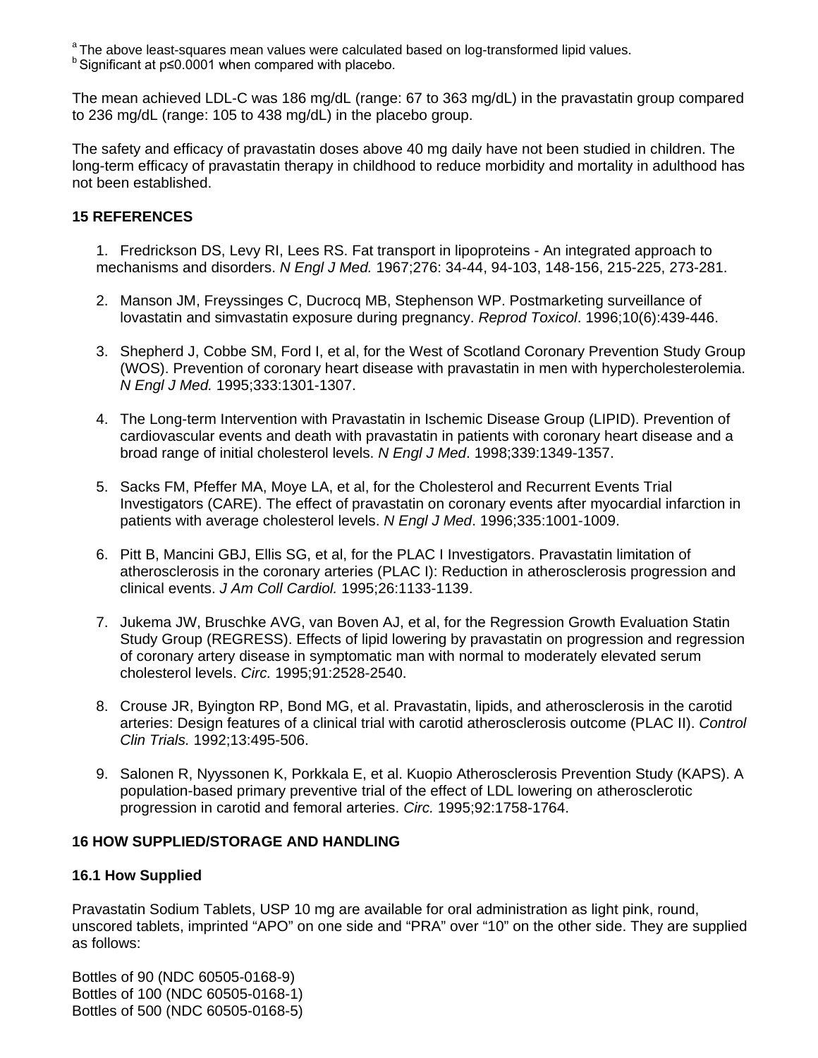[a] The above least-squares mean values were calculated based on log-transformed lipid values.
[b] Significant at p≤0.0001 when compared with placebo.

The mean achieved LDL-C was 186 mg/dL (range: 67 to 363 mg/dL) in the pravastatin group compared to 236 mg/dL (range: 105 to 438 mg/dL) in the placebo group.

The safety and efficacy of pravastatin doses above 40 mg daily have not been studied in children. The long-term efficacy of pravastatin therapy in childhood to reduce morbidity and mortality in adulthood has not been established.

## 15 REFERENCES

1. Fredrickson DS, Levy RI, Lees RS. Fat transport in lipoproteins - An integrated approach to mechanisms and disorders. *N Engl J Med.* 1967;276: 34-44, 94-103, 148-156, 215-225, 273-281.
2. Manson JM, Freyssinges C, Ducrocq MB, Stephenson WP. Postmarketing surveillance of lovastatin and simvastatin exposure during pregnancy. *Reprod Toxicol*. 1996;10(6):439-446.
3. Shepherd J, Cobbe SM, Ford I, et al, for the West of Scotland Coronary Prevention Study Group (WOS). Prevention of coronary heart disease with pravastatin in men with hypercholesterolemia. *N Engl J Med.* 1995;333:1301-1307.
4. The Long-term Intervention with Pravastatin in Ischemic Disease Group (LIPID). Prevention of cardiovascular events and death with pravastatin in patients with coronary heart disease and a broad range of initial cholesterol levels. *N Engl J Med*. 1998;339:1349-1357.
5. Sacks FM, Pfeffer MA, Moye LA, et al, for the Cholesterol and Recurrent Events Trial Investigators (CARE). The effect of pravastatin on coronary events after myocardial infarction in patients with average cholesterol levels. *N Engl J Med*. 1996;335:1001-1009.
6. Pitt B, Mancini GBJ, Ellis SG, et al, for the PLAC I Investigators. Pravastatin limitation of atherosclerosis in the coronary arteries (PLAC I): Reduction in atherosclerosis progression and clinical events. *J Am Coll Cardiol.* 1995;26:1133-1139.
7. Jukema JW, Bruschke AVG, van Boven AJ, et al, for the Regression Growth Evaluation Statin Study Group (REGRESS). Effects of lipid lowering by pravastatin on progression and regression of coronary artery disease in symptomatic man with normal to moderately elevated serum cholesterol levels. *Circ.* 1995;91:2528-2540.
8. Crouse JR, Byington RP, Bond MG, et al. Pravastatin, lipids, and atherosclerosis in the carotid arteries: Design features of a clinical trial with carotid atherosclerosis outcome (PLAC II). *Control Clin Trials.* 1992;13:495-506.
9. Salonen R, Nyyssonen K, Porkkala E, et al. Kuopio Atherosclerosis Prevention Study (KAPS). A population-based primary preventive trial of the effect of LDL lowering on atherosclerotic progression in carotid and femoral arteries. *Circ.* 1995;92:1758-1764.

## 16 HOW SUPPLIED/STORAGE AND HANDLING

### 16.1 How Supplied

Pravastatin Sodium Tablets, USP 10 mg are available for oral administration as light pink, round, unscored tablets, imprinted “APO” on one side and “PRA” over “10” on the other side. They are supplied as follows:

Bottles of 90 (NDC 60505-0168-9)
Bottles of 100 (NDC 60505-0168-1)
Bottles of 500 (NDC 60505-0168-5)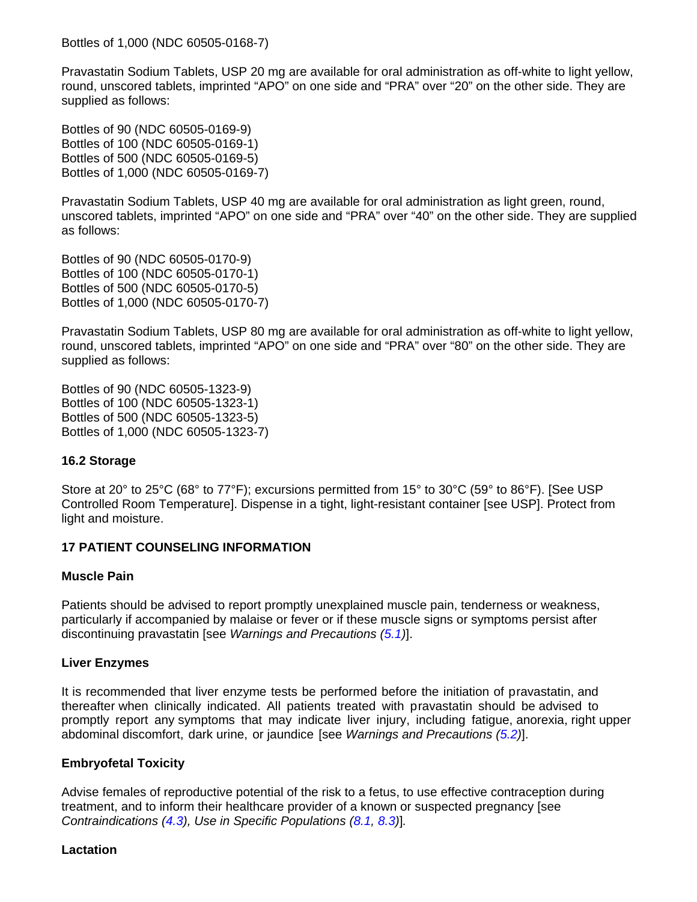Bottles of 1,000 (NDC 60505-0168-7)

Pravastatin Sodium Tablets, USP 20 mg are available for oral administration as off-white to light yellow, round, unscored tablets, imprinted “APO” on one side and “PRA” over “20” on the other side. They are supplied as follows:

Bottles of 90 (NDC 60505-0169-9)
Bottles of 100 (NDC 60505-0169-1)
Bottles of 500 (NDC 60505-0169-5)
Bottles of 1,000 (NDC 60505-0169-7)

Pravastatin Sodium Tablets, USP 40 mg are available for oral administration as light green, round, unscored tablets, imprinted “APO” on one side and “PRA” over “40” on the other side. They are supplied as follows:

Bottles of 90 (NDC 60505-0170-9)
Bottles of 100 (NDC 60505-0170-1)
Bottles of 500 (NDC 60505-0170-5)
Bottles of 1,000 (NDC 60505-0170-7)

Pravastatin Sodium Tablets, USP 80 mg are available for oral administration as off-white to light yellow, round, unscored tablets, imprinted “APO” on one side and “PRA” over “80” on the other side. They are supplied as follows:

Bottles of 90 (NDC 60505-1323-9)
Bottles of 100 (NDC 60505-1323-1)
Bottles of 500 (NDC 60505-1323-5)
Bottles of 1,000 (NDC 60505-1323-7)

### 16.2 Storage

Store at 20° to 25°C (68° to 77°F); excursions permitted from 15° to 30°C (59° to 86°F). [See USP Controlled Room Temperature]. Dispense in a tight, light-resistant container [see USP]. Protect from light and moisture.

## 17 PATIENT COUNSELING INFORMATION

**Muscle Pain**

Patients should be advised to report promptly unexplained muscle pain, tenderness or weakness, particularly if accompanied by malaise or fever or if these muscle signs or symptoms persist after discontinuing pravastatin [see *Warnings and Precautions (5.1)*].

**Liver Enzymes**

It is recommended that liver enzyme tests be performed before the initiation of pravastatin, and thereafter when clinically indicated. All patients treated with pravastatin should be advised to promptly report any symptoms that may indicate liver injury, including fatigue, anorexia, right upper abdominal discomfort, dark urine, or jaundice [see *Warnings and Precautions (5.2)*].

**Embryofetal Toxicity**

Advise females of reproductive potential of the risk to a fetus, to use effective contraception during treatment, and to inform their healthcare provider of a known or suspected pregnancy [see *Contraindications (4.3), Use in Specific Populations (8.1, 8.3)*].

**Lactation**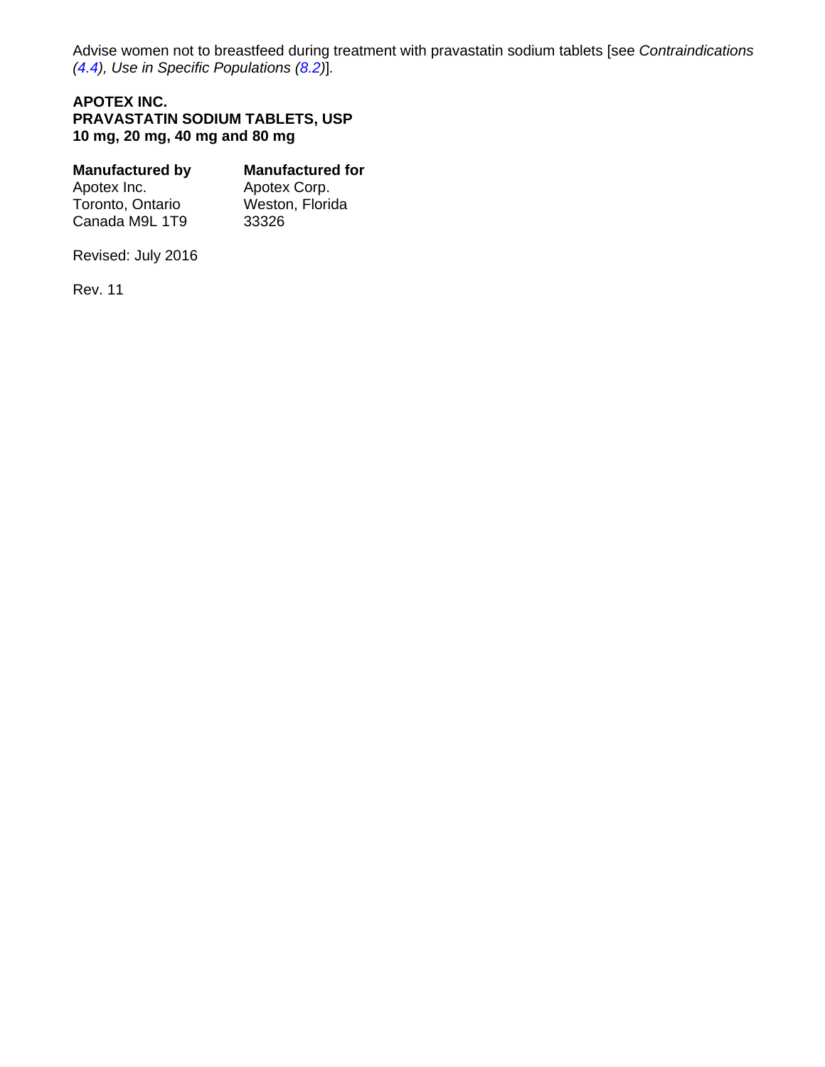Advise women not to breastfeed during treatment with pravastatin sodium tablets [see *Contraindications (4.4), Use in Specific Populations (8.2)*].

**APOTEX INC.**
**PRAVASTATIN SODIUM TABLETS, USP**
**10 mg, 20 mg, 40 mg and 80 mg**

| **Manufactured by** | **Manufactured for** |
| --- | --- |
| Apotex Inc. | Apotex Corp. |
| Toronto, Ontario | Weston, Florida |
| Canada M9L 1T9 | 33326 |

Revised: July 2016

Rev. 11